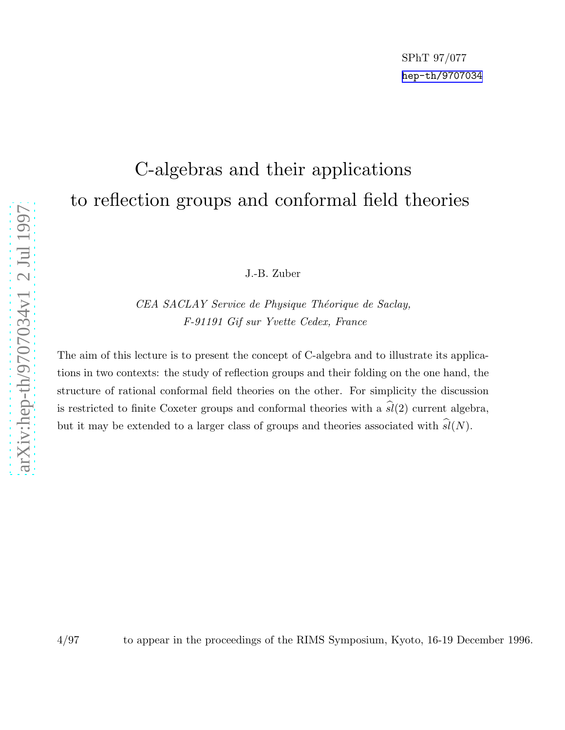SPhT 97/077

hep-th/9707034

# C-algebras and their applications to reflection groups and conformal field theories

J.-B. Zuber

*CEA SACLAY Service de Physique Théorique de Saclay,*
*F-91191 Gif sur Yvette Cedex, France*

The aim of this lecture is to present the concept of C-algebra and to illustrate its applications in two contexts: the study of reflection groups and their folding on the one hand, the structure of rational conformal field theories on the other. For simplicity the discussion is restricted to finite Coxeter groups and conformal theories with a $\widehat{sl}(2)$ current algebra, but it may be extended to a larger class of groups and theories associated with $\widehat{sl}(N)$.

4/97 to appear in the proceedings of the RIMS Symposium, Kyoto, 16-19 December 1996.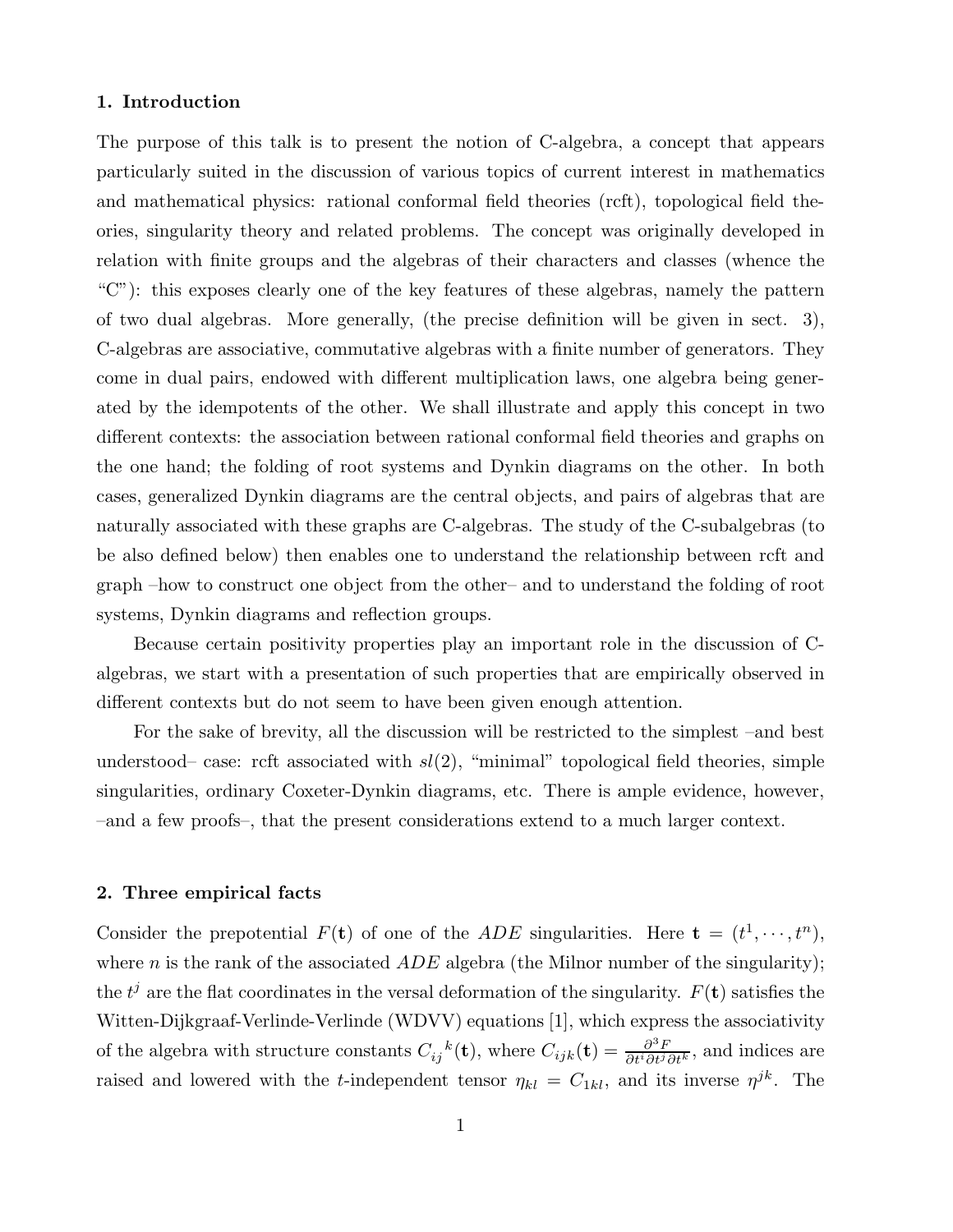## 1. Introduction

The purpose of this talk is to present the notion of C-algebra, a concept that appears particularly suited in the discussion of various topics of current interest in mathematics and mathematical physics: rational conformal field theories (rcft), topological field theories, singularity theory and related problems. The concept was originally developed in relation with finite groups and the algebras of their characters and classes (whence the "C"): this exposes clearly one of the key features of these algebras, namely the pattern of two dual algebras. More generally, (the precise definition will be given in sect. 3), C-algebras are associative, commutative algebras with a finite number of generators. They come in dual pairs, endowed with different multiplication laws, one algebra being generated by the idempotents of the other. We shall illustrate and apply this concept in two different contexts: the association between rational conformal field theories and graphs on the one hand; the folding of root systems and Dynkin diagrams on the other. In both cases, generalized Dynkin diagrams are the central objects, and pairs of algebras that are naturally associated with these graphs are C-algebras. The study of the C-subalgebras (to be also defined below) then enables one to understand the relationship between rcft and graph –how to construct one object from the other– and to understand the folding of root systems, Dynkin diagrams and reflection groups.

Because certain positivity properties play an important role in the discussion of C-algebras, we start with a presentation of such properties that are empirically observed in different contexts but do not seem to have been given enough attention.

For the sake of brevity, all the discussion will be restricted to the simplest –and best understood– case: rcft associated with $sl(2)$, "minimal" topological field theories, simple singularities, ordinary Coxeter-Dynkin diagrams, etc. There is ample evidence, however, –and a few proofs–, that the present considerations extend to a much larger context.

## 2. Three empirical facts

Consider the prepotential $F(\mathbf{t})$ of one of the $ADE$ singularities. Here $\mathbf{t} = (t^1, \cdots, t^n)$, where $n$ is the rank of the associated $ADE$ algebra (the Milnor number of the singularity); the $t^j$ are the flat coordinates in the versal deformation of the singularity. $F(\mathbf{t})$ satisfies the Witten-Dijkgraaf-Verlinde-Verlinde (WDVV) equations [1], which express the associativity of the algebra with structure constants ${C_{ij}}^k(\mathbf{t})$, where $C_{ijk}(\mathbf{t}) = \frac{\partial^3 F}{\partial t^i \partial t^j \partial t^k}$, and indices are raised and lowered with the $t$-independent tensor $\eta_{kl} = C_{1kl}$, and its inverse $\eta^{jk}$. The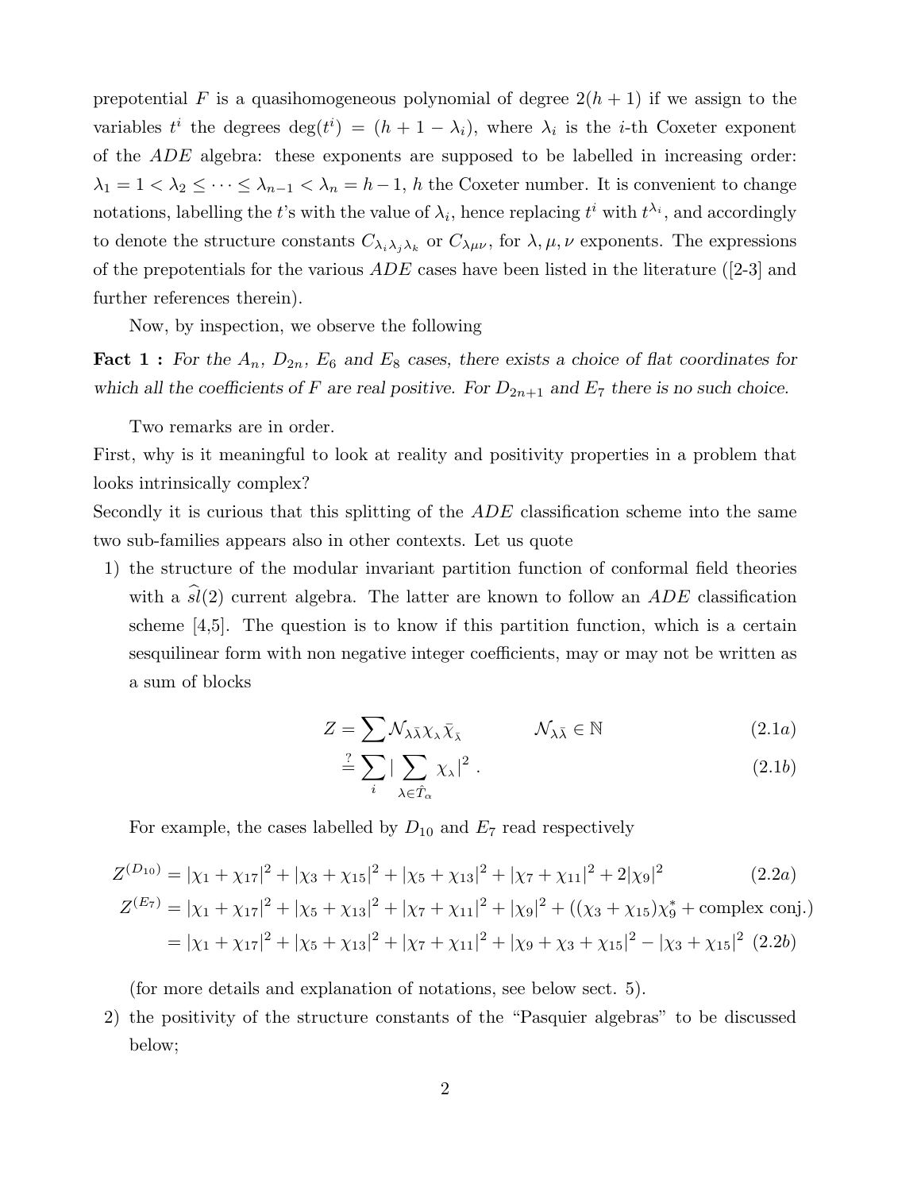prepotential $F$ is a quasihomogeneous polynomial of degree $2(h+1)$ if we assign to the variables $t^i$ the degrees $\deg(t^i) = (h+1-\lambda_i)$, where $\lambda_i$ is the $i$-th Coxeter exponent of the $ADE$ algebra: these exponents are supposed to be labelled in increasing order: $\lambda_1 = 1 < \lambda_2 \leq \cdots \leq \lambda_{n-1} < \lambda_n = h-1$, $h$ the Coxeter number. It is convenient to change notations, labelling the $t$'s with the value of $\lambda_i$, hence replacing $t^i$ with $t^{\lambda_i}$, and accordingly to denote the structure constants $C_{\lambda_i\lambda_j\lambda_k}$ or $C_{\lambda\mu\nu}$, for $\lambda, \mu, \nu$ exponents. The expressions of the prepotentials for the various $ADE$ cases have been listed in the literature ([2-3] and further references therein).

Now, by inspection, we observe the following

**Fact 1 :** *For the $A_n$, $D_{2n}$, $E_6$ and $E_8$ cases, there exists a choice of flat coordinates for which all the coefficients of $F$ are real positive. For $D_{2n+1}$ and $E_7$ there is no such choice.*

Two remarks are in order.

First, why is it meaningful to look at reality and positivity properties in a problem that looks intrinsically complex?

Secondly it is curious that this splitting of the $ADE$ classification scheme into the same two sub-families appears also in other contexts. Let us quote

1) the structure of the modular invariant partition function of conformal field theories with a $\widehat{sl}(2)$ current algebra. The latter are known to follow an $ADE$ classification scheme [4,5]. The question is to know if this partition function, which is a certain sesquilinear form with non negative integer coefficients, may or may not be written as a sum of blocks

$$Z = \sum \mathcal{N}_{\lambda\bar{\lambda}} \chi_\lambda \bar{\chi}_{\bar{\lambda}} \qquad\qquad \mathcal{N}_{\lambda\bar{\lambda}} \in \mathbb{N} \tag{2.1a}$$

$$\stackrel{?}{=} \sum_i | \sum_{\lambda \in \hat{T}_\alpha} \chi_\lambda |^2 \ . \tag{2.1b}$$

For example, the cases labelled by $D_{10}$ and $E_7$ read respectively

$$Z^{(D_{10})} = |\chi_1 + \chi_{17}|^2 + |\chi_3 + \chi_{15}|^2 + |\chi_5 + \chi_{13}|^2 + |\chi_7 + \chi_{11}|^2 + 2|\chi_9|^2 \tag{2.2a}$$

$$\begin{aligned} Z^{(E_7)} &= |\chi_1 + \chi_{17}|^2 + |\chi_5 + \chi_{13}|^2 + |\chi_7 + \chi_{11}|^2 + |\chi_9|^2 + ((\chi_3 + \chi_{15})\chi_9^* + \text{complex conj.}) \\ &= |\chi_1 + \chi_{17}|^2 + |\chi_5 + \chi_{13}|^2 + |\chi_7 + \chi_{11}|^2 + |\chi_9 + \chi_3 + \chi_{15}|^2 - |\chi_3 + \chi_{15}|^2 \end{aligned} \tag{2.2b}$$

(for more details and explanation of notations, see below sect. 5).

2) the positivity of the structure constants of the "Pasquier algebras" to be discussed below;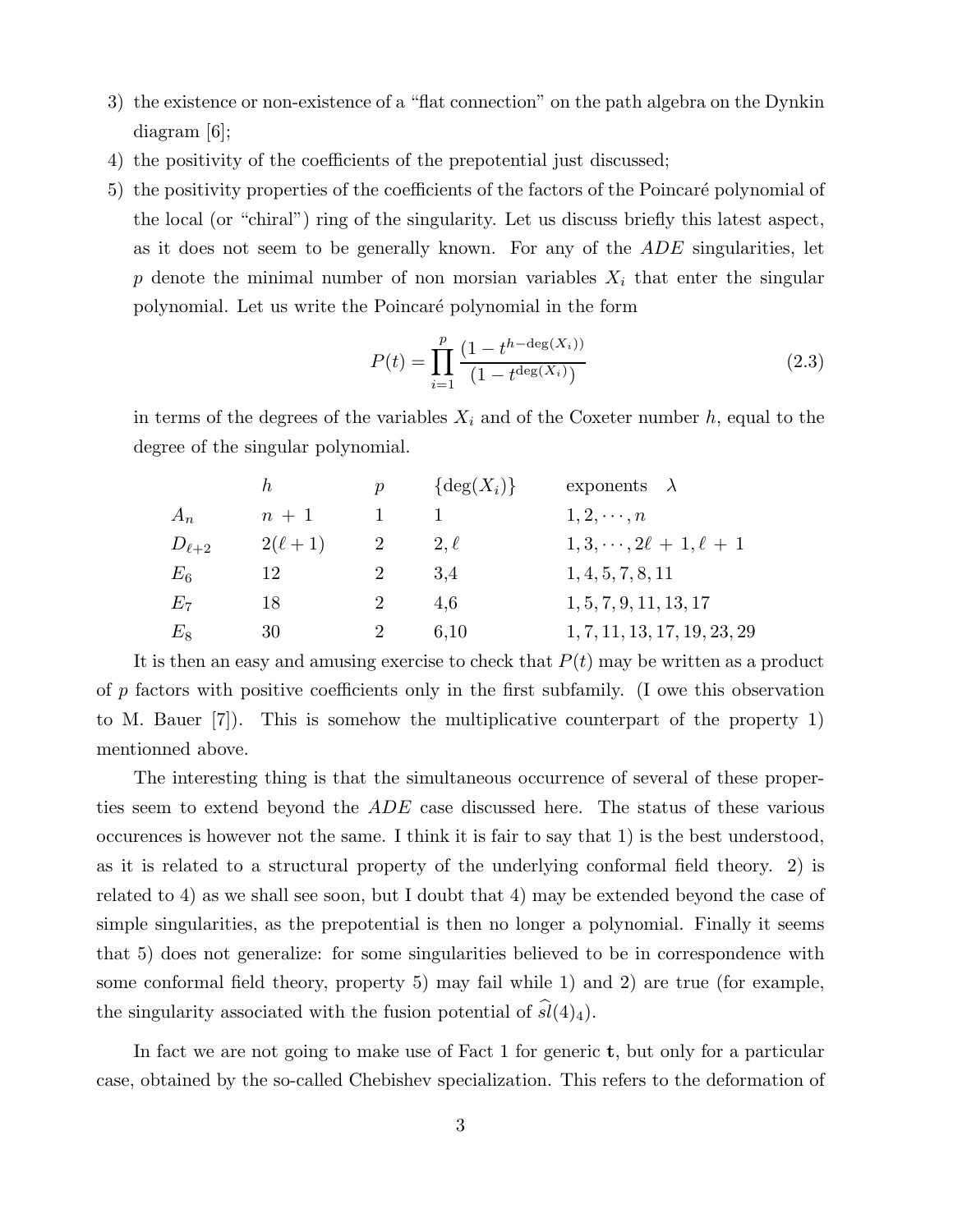3) the existence or non-existence of a “flat connection” on the path algebra on the Dynkin diagram [6];
4) the positivity of the coefficients of the prepotential just discussed;
5) the positivity properties of the coefficients of the factors of the Poincaré polynomial of the local (or “chiral”) ring of the singularity. Let us discuss briefly this latest aspect, as it does not seem to be generally known. For any of the $ADE$ singularities, let $p$ denote the minimal number of non morsian variables $X_i$ that enter the singular polynomial. Let us write the Poincaré polynomial in the form

$$P(t) = \prod_{i=1}^{p} \frac{(1 - t^{h - \deg(X_i)})}{(1 - t^{\deg(X_i)})} \tag{2.3}$$

in terms of the degrees of the variables $X_i$ and of the Coxeter number $h$, equal to the degree of the singular polynomial.

| | $h$ | $p$ | $\{\deg(X_i)\}$ | exponents $\lambda$ |
|---|---|---|---|---|
| $A_n$ | $n+1$ | 1 | 1 | $1, 2, \cdots, n$ |
| $D_{\ell+2}$ | $2(\ell+1)$ | 2 | $2, \ell$ | $1, 3, \cdots, 2\ell+1, \ell+1$ |
| $E_6$ | 12 | 2 | 3,4 | $1, 4, 5, 7, 8, 11$ |
| $E_7$ | 18 | 2 | 4,6 | $1, 5, 7, 9, 11, 13, 17$ |
| $E_8$ | 30 | 2 | 6,10 | $1, 7, 11, 13, 17, 19, 23, 29$ |

It is then an easy and amusing exercise to check that $P(t)$ may be written as a product of $p$ factors with positive coefficients only in the first subfamily. (I owe this observation to M. Bauer [7]). This is somehow the multiplicative counterpart of the property 1) mentionned above.

The interesting thing is that the simultaneous occurrence of several of these properties seem to extend beyond the $ADE$ case discussed here. The status of these various occurences is however not the same. I think it is fair to say that 1) is the best understood, as it is related to a structural property of the underlying conformal field theory. 2) is related to 4) as we shall see soon, but I doubt that 4) may be extended beyond the case of simple singularities, as the prepotential is then no longer a polynomial. Finally it seems that 5) does not generalize: for some singularities believed to be in correspondence with some conformal field theory, property 5) may fail while 1) and 2) are true (for example, the singularity associated with the fusion potential of $\widehat{sl}(4)_4$).

In fact we are not going to make use of Fact 1 for generic $\mathbf{t}$, but only for a particular case, obtained by the so-called Chebishev specialization. This refers to the deformation of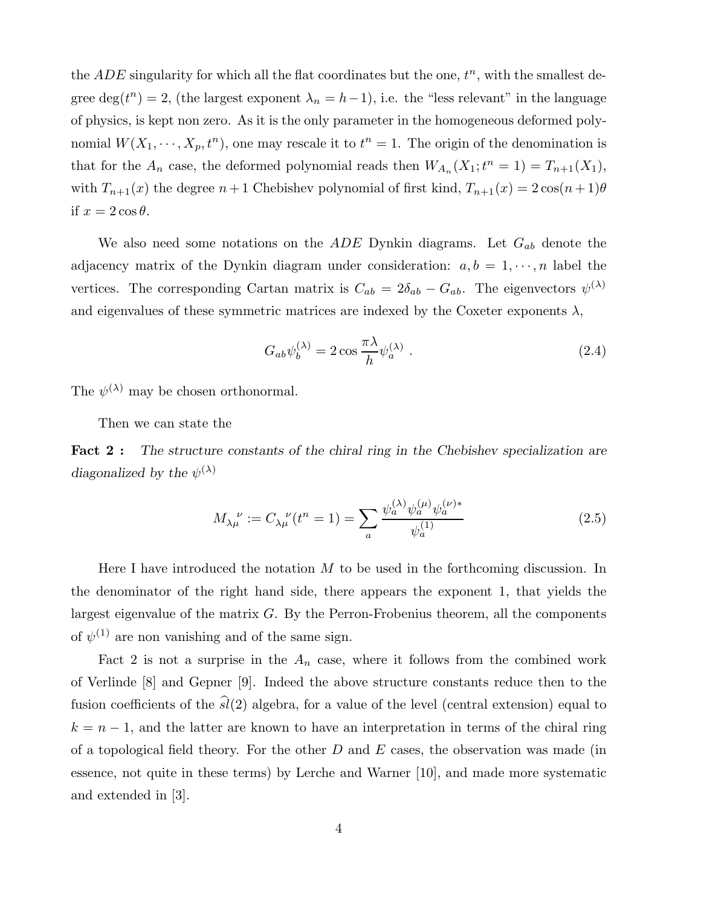the $ADE$ singularity for which all the flat coordinates but the one, $t^n$, with the smallest degree $\deg(t^n) = 2$, (the largest exponent $\lambda_n = h-1$), i.e. the "less relevant" in the language of physics, is kept non zero. As it is the only parameter in the homogeneous deformed polynomial $W(X_1, \cdots, X_p, t^n)$, one may rescale it to $t^n = 1$. The origin of the denomination is that for the $A_n$ case, the deformed polynomial reads then $W_{A_n}(X_1; t^n = 1) = T_{n+1}(X_1)$, with $T_{n+1}(x)$ the degree $n+1$ Chebishev polynomial of first kind, $T_{n+1}(x) = 2\cos(n+1)\theta$ if $x = 2\cos\theta$.

We also need some notations on the $ADE$ Dynkin diagrams. Let $G_{ab}$ denote the adjacency matrix of the Dynkin diagram under consideration: $a, b = 1, \cdots, n$ label the vertices. The corresponding Cartan matrix is $C_{ab} = 2\delta_{ab} - G_{ab}$. The eigenvectors $\psi^{(\lambda)}$ and eigenvalues of these symmetric matrices are indexed by the Coxeter exponents $\lambda$,

$$G_{ab}\psi_b^{(\lambda)} = 2\cos\frac{\pi\lambda}{h}\psi_a^{(\lambda)} \ . \tag{2.4}$$

The $\psi^{(\lambda)}$ may be chosen orthonormal.

Then we can state the

**Fact 2 :** *The structure constants of the chiral ring in the Chebishev specialization are diagonalized by the* $\psi^{(\lambda)}$

$$M_{\lambda\mu}{}^{\nu} := C_{\lambda\mu}{}^{\nu}(t^n = 1) = \sum_a \frac{\psi_a^{(\lambda)}\psi_a^{(\mu)}\psi_a^{(\nu)*}}{\psi_a^{(1)}} \tag{2.5}$$

Here I have introduced the notation $M$ to be used in the forthcoming discussion. In the denominator of the right hand side, there appears the exponent 1, that yields the largest eigenvalue of the matrix $G$. By the Perron-Frobenius theorem, all the components of $\psi^{(1)}$ are non vanishing and of the same sign.

Fact 2 is not a surprise in the $A_n$ case, where it follows from the combined work of Verlinde [8] and Gepner [9]. Indeed the above structure constants reduce then to the fusion coefficients of the $\widehat{sl}(2)$ algebra, for a value of the level (central extension) equal to $k = n - 1$, and the latter are known to have an interpretation in terms of the chiral ring of a topological field theory. For the other $D$ and $E$ cases, the observation was made (in essence, not quite in these terms) by Lerche and Warner [10], and made more systematic and extended in [3].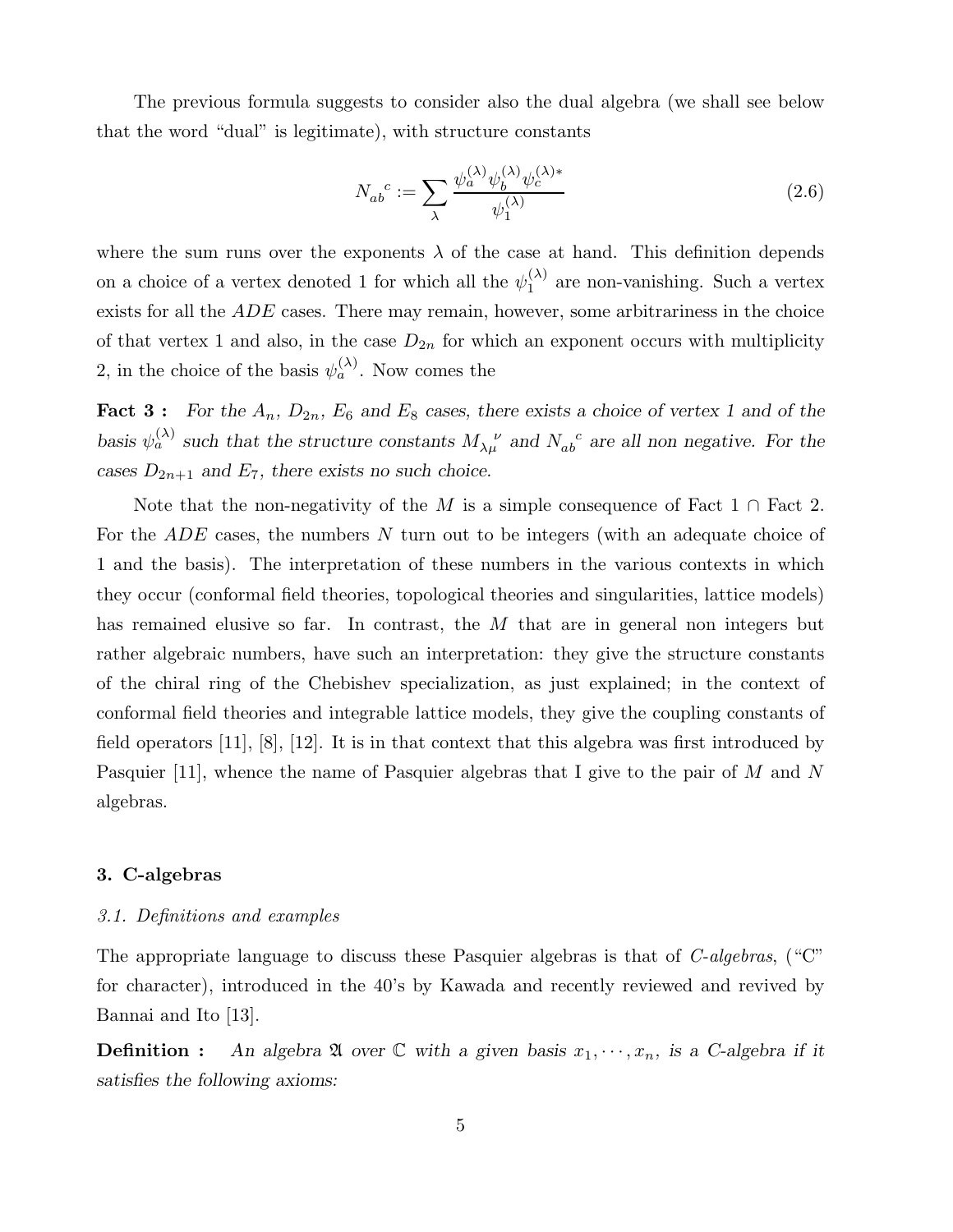The previous formula suggests to consider also the dual algebra (we shall see below that the word "dual" is legitimate), with structure constants

$$N_{ab}{}^{c} := \sum_{\lambda} \frac{\psi_a^{(\lambda)} \psi_b^{(\lambda)} \psi_c^{(\lambda)*}}{\psi_1^{(\lambda)}} \tag{2.6}$$

where the sum runs over the exponents $\lambda$ of the case at hand. This definition depends on a choice of a vertex denoted 1 for which all the $\psi_1^{(\lambda)}$ are non-vanishing. Such a vertex exists for all the $ADE$ cases. There may remain, however, some arbitrariness in the choice of that vertex 1 and also, in the case $D_{2n}$ for which an exponent occurs with multiplicity 2, in the choice of the basis $\psi_a^{(\lambda)}$. Now comes the

**Fact 3 :** *For the $A_n$, $D_{2n}$, $E_6$ and $E_8$ cases, there exists a choice of vertex 1 and of the basis $\psi_a^{(\lambda)}$ such that the structure constants $M_{\lambda\mu}{}^{\nu}$ and $N_{ab}{}^{c}$ are all non negative. For the cases $D_{2n+1}$ and $E_7$, there exists no such choice.*

Note that the non-negativity of the $M$ is a simple consequence of Fact 1 $\cap$ Fact 2. For the $ADE$ cases, the numbers $N$ turn out to be integers (with an adequate choice of 1 and the basis). The interpretation of these numbers in the various contexts in which they occur (conformal field theories, topological theories and singularities, lattice models) has remained elusive so far. In contrast, the $M$ that are in general non integers but rather algebraic numbers, have such an interpretation: they give the structure constants of the chiral ring of the Chebishev specialization, as just explained; in the context of conformal field theories and integrable lattice models, they give the coupling constants of field operators [11], [8], [12]. It is in that context that this algebra was first introduced by Pasquier [11], whence the name of Pasquier algebras that I give to the pair of $M$ and $N$ algebras.

## 3. C-algebras

### 3.1. Definitions and examples

The appropriate language to discuss these Pasquier algebras is that of *C-algebras*, ("C" for character), introduced in the 40's by Kawada and recently reviewed and revived by Bannai and Ito [13].

**Definition :** *An algebra $\mathfrak{A}$ over $\mathbb{C}$ with a given basis $x_1, \cdots, x_n$, is a C-algebra if it satisfies the following axioms:*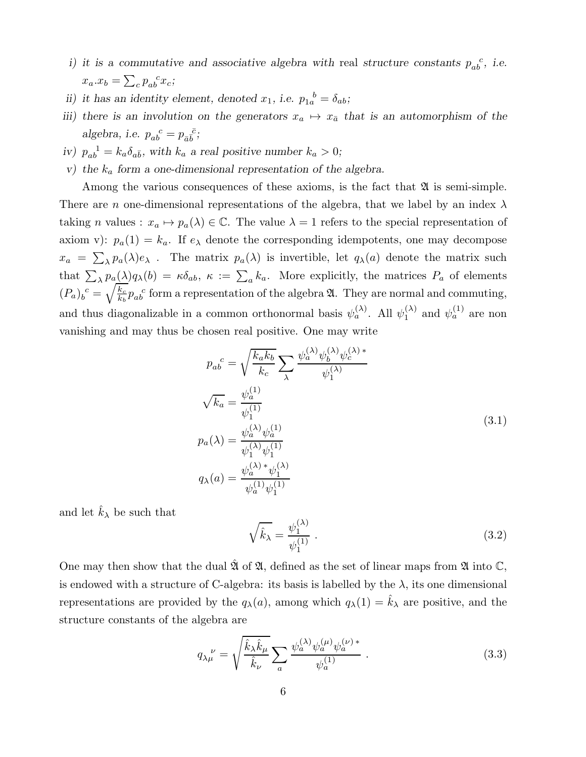*i) it is a commutative and associative algebra with* real *structure constants* ${p_{ab}}^c$*, i.e.* $x_a.x_b = \sum_c {p_{ab}}^c x_c$*;*

*ii) it has an identity element, denoted* $x_1$*, i.e.* ${p_{1a}}^b = \delta_{ab}$*;*

*iii) there is an involution on the generators* $x_a \mapsto x_{\bar a}$ *that is an automorphism of the algebra, i.e.* ${p_{ab}}^c = {p_{\bar a \bar b}}^{\bar c}$*;*

*iv)* ${p_{ab}}^1 = k_a \delta_{a\bar b}$*, with* $k_a$ *a real positive number* $k_a > 0$*;*

*v) the* $k_a$ *form a one-dimensional representation of the algebra.*

Among the various consequences of these axioms, is the fact that $\mathfrak{A}$ is semi-simple. There are $n$ one-dimensional representations of the algebra, that we label by an index $\lambda$ taking $n$ values : $x_a \mapsto p_a(\lambda) \in \mathbb{C}$. The value $\lambda = 1$ refers to the special representation of axiom v): $p_a(1) = k_a$. If $e_\lambda$ denote the corresponding idempotents, one may decompose $x_a = \sum_\lambda p_a(\lambda) e_\lambda$ . The matrix $p_a(\lambda)$ is invertible, let $q_\lambda(a)$ denote the matrix such that $\sum_\lambda p_a(\lambda) q_\lambda(b) = \kappa \delta_{ab}$, $\kappa := \sum_a k_a$. More explicitly, the matrices $P_a$ of elements ${(P_a)_b}^c = \sqrt{\frac{k_c}{k_b}} {p_{ab}}^c$ form a representation of the algebra $\mathfrak{A}$. They are normal and commuting, and thus diagonalizable in a common orthonormal basis $\psi_a^{(\lambda)}$. All $\psi_1^{(\lambda)}$ and $\psi_a^{(1)}$ are non vanishing and may thus be chosen real positive. One may write

$$
\begin{aligned}
{p_{ab}}^c &= \sqrt{\frac{k_a k_b}{k_c}} \sum_\lambda \frac{\psi_a^{(\lambda)} \psi_b^{(\lambda)} \psi_c^{(\lambda)\,*}}{\psi_1^{(\lambda)}} \\
\sqrt{k_a} &= \frac{\psi_a^{(1)}}{\psi_1^{(1)}} \\
p_a(\lambda) &= \frac{\psi_a^{(\lambda)} \psi_a^{(1)}}{\psi_1^{(\lambda)} \psi_1^{(1)}} \\
q_\lambda(a) &= \frac{\psi_a^{(\lambda)\,*} \psi_1^{(\lambda)}}{\psi_a^{(1)} \psi_1^{(1)}}
\end{aligned}
\tag{3.1}
$$

and let $\hat k_\lambda$ be such that

$$
\sqrt{\hat k_\lambda} = \frac{\psi_1^{(\lambda)}}{\psi_1^{(1)}} \ . \tag{3.2}
$$

One may then show that the dual $\hat{\mathfrak{A}}$ of $\mathfrak{A}$, defined as the set of linear maps from $\mathfrak{A}$ into $\mathbb{C}$, is endowed with a structure of C-algebra: its basis is labelled by the $\lambda$, its one dimensional representations are provided by the $q_\lambda(a)$, among which $q_\lambda(1) = \hat k_\lambda$ are positive, and the structure constants of the algebra are

$$
{q_{\lambda\mu}}^\nu = \sqrt{\frac{\hat k_\lambda \hat k_\mu}{\hat k_\nu}} \sum_a \frac{\psi_a^{(\lambda)} \psi_a^{(\mu)} \psi_a^{(\nu)\,*}}{\psi_a^{(1)}} \ . \tag{3.3}
$$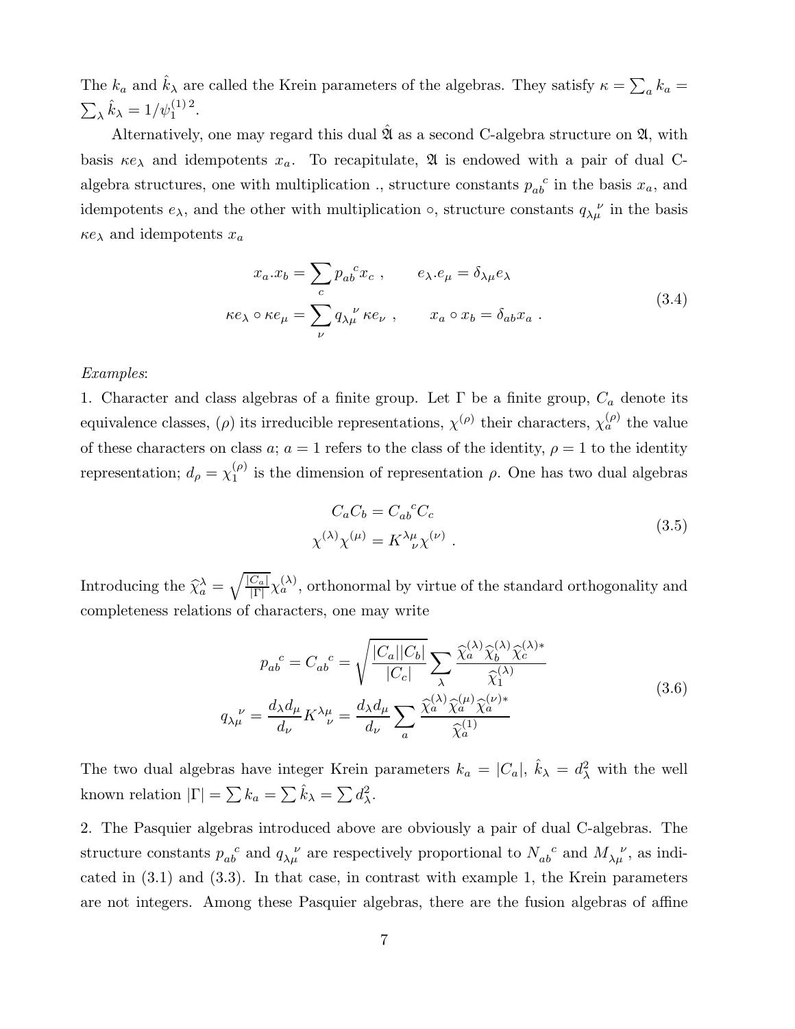The $k_a$ and $\hat{k}_\lambda$ are called the Krein parameters of the algebras. They satisfy $\kappa = \sum_a k_a = \sum_\lambda \hat{k}_\lambda = 1/\psi_1^{(1)\,2}$.

Alternatively, one may regard this dual $\hat{\mathfrak{A}}$ as a second C-algebra structure on $\mathfrak{A}$, with basis $\kappa e_\lambda$ and idempotents $x_a$. To recapitulate, $\mathfrak{A}$ is endowed with a pair of dual C-algebra structures, one with multiplication ., structure constants ${p_{ab}}^c$ in the basis $x_a$, and idempotents $e_\lambda$, and the other with multiplication $\circ$, structure constants ${q_{\lambda\mu}}^\nu$ in the basis $\kappa e_\lambda$ and idempotents $x_a$

$$
\begin{aligned}
x_a . x_b &= \sum_c {p_{ab}}^c x_c \ , \qquad e_\lambda . e_\mu = \delta_{\lambda\mu} e_\lambda \\
\kappa e_\lambda \circ \kappa e_\mu &= \sum_\nu {q_{\lambda\mu}}^\nu \, \kappa e_\nu \ , \qquad x_a \circ x_b = \delta_{ab} x_a \ .
\end{aligned}
\tag{3.4}
$$

*Examples*:
1. Character and class algebras of a finite group. Let $\Gamma$ be a finite group, $C_a$ denote its equivalence classes, $(\rho)$ its irreducible representations, $\chi^{(\rho)}$ their characters, $\chi_a^{(\rho)}$ the value of these characters on class $a$; $a = 1$ refers to the class of the identity, $\rho = 1$ to the identity representation; $d_\rho = \chi_1^{(\rho)}$ is the dimension of representation $\rho$. One has two dual algebras

$$
\begin{aligned}
C_a C_b &= {C_{ab}}^c C_c \\
\chi^{(\lambda)} \chi^{(\mu)} &= {K^{\lambda\mu}}_\nu \chi^{(\nu)} \ .
\end{aligned}
\tag{3.5}
$$

Introducing the $\widehat{\chi}_a^\lambda = \sqrt{\frac{|C_a|}{|\Gamma|}} \chi_a^{(\lambda)}$, orthonormal by virtue of the standard orthogonality and completeness relations of characters, one may write

$$
\begin{aligned}
{p_{ab}}^c = {C_{ab}}^c &= \sqrt{\frac{|C_a||C_b|}{|C_c|}} \sum_\lambda \frac{\widehat{\chi}_a^{(\lambda)} \widehat{\chi}_b^{(\lambda)} \widehat{\chi}_c^{(\lambda)*}}{\widehat{\chi}_1^{(\lambda)}} \\
{q_{\lambda\mu}}^\nu = \frac{d_\lambda d_\mu}{d_\nu} {K^{\lambda\mu}}_\nu &= \frac{d_\lambda d_\mu}{d_\nu} \sum_a \frac{\widehat{\chi}_a^{(\lambda)} \widehat{\chi}_a^{(\mu)} \widehat{\chi}_a^{(\nu)*}}{\widehat{\chi}_a^{(1)}}
\end{aligned}
\tag{3.6}
$$

The two dual algebras have integer Krein parameters $k_a = |C_a|$, $\hat{k}_\lambda = d_\lambda^2$ with the well known relation $|\Gamma| = \sum k_a = \sum \hat{k}_\lambda = \sum d_\lambda^2$.

2. The Pasquier algebras introduced above are obviously a pair of dual C-algebras. The structure constants ${p_{ab}}^c$ and ${q_{\lambda\mu}}^\nu$ are respectively proportional to ${N_{ab}}^c$ and ${M_{\lambda\mu}}^\nu$, as indicated in (3.1) and (3.3). In that case, in contrast with example 1, the Krein parameters are not integers. Among these Pasquier algebras, there are the fusion algebras of affine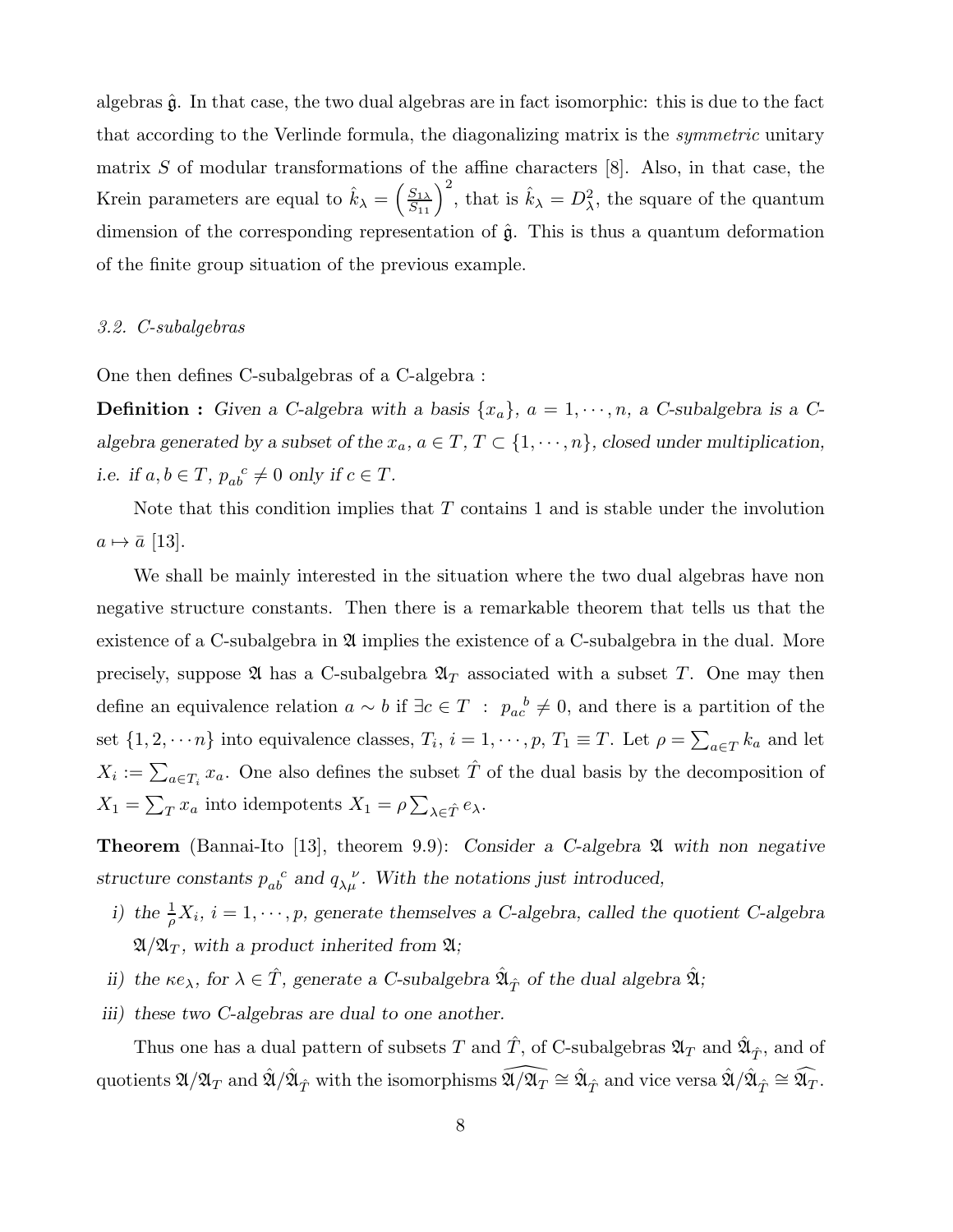algebras $\hat{\mathfrak{g}}$. In that case, the two dual algebras are in fact isomorphic: this is due to the fact that according to the Verlinde formula, the diagonalizing matrix is the *symmetric* unitary matrix $S$ of modular transformations of the affine characters [8]. Also, in that case, the Krein parameters are equal to $\hat{k}_\lambda = \left(\frac{S_{1\lambda}}{S_{11}}\right)^2$, that is $\hat{k}_\lambda = D_\lambda^2$, the square of the quantum dimension of the corresponding representation of $\hat{\mathfrak{g}}$. This is thus a quantum deformation of the finite group situation of the previous example.

### *3.2. C-subalgebras*

One then defines C-subalgebras of a C-algebra :

**Definition :** *Given a C-algebra with a basis $\{x_a\}$, $a = 1, \cdots, n$, a C-subalgebra is a C-algebra generated by a subset of the $x_a$, $a \in T$, $T \subset \{1, \cdots, n\}$, closed under multiplication, i.e. if $a, b \in T$, ${p_{ab}}^c \neq 0$ only if $c \in T$.*

Note that this condition implies that $T$ contains 1 and is stable under the involution $a \mapsto \bar{a}$ [13].

We shall be mainly interested in the situation where the two dual algebras have non negative structure constants. Then there is a remarkable theorem that tells us that the existence of a C-subalgebra in $\mathfrak{A}$ implies the existence of a C-subalgebra in the dual. More precisely, suppose $\mathfrak{A}$ has a C-subalgebra $\mathfrak{A}_T$ associated with a subset $T$. One may then define an equivalence relation $a \sim b$ if $\exists c \in T \ : \ {p_{ac}}^b \neq 0$, and there is a partition of the set $\{1, 2, \cdots n\}$ into equivalence classes, $T_i$, $i = 1, \cdots, p$, $T_1 \equiv T$. Let $\rho = \sum_{a \in T} k_a$ and let $X_i := \sum_{a \in T_i} x_a$. One also defines the subset $\hat{T}$ of the dual basis by the decomposition of $X_1 = \sum_T x_a$ into idempotents $X_1 = \rho \sum_{\lambda \in \hat{T}} e_\lambda$.

**Theorem** (Bannai-Ito [13], theorem 9.9): *Consider a C-algebra $\mathfrak{A}$ with non negative structure constants ${p_{ab}}^c$ and ${q_{\lambda\mu}}^\nu$. With the notations just introduced,*

*i) the $\frac{1}{\rho} X_i$, $i = 1, \cdots, p$, generate themselves a C-algebra, called the quotient C-algebra $\mathfrak{A}/\mathfrak{A}_T$, with a product inherited from $\mathfrak{A}$;*

*ii) the $\kappa e_\lambda$, for $\lambda \in \hat{T}$, generate a C-subalgebra $\hat{\mathfrak{A}}_{\hat{T}}$ of the dual algebra $\hat{\mathfrak{A}}$;*

*iii) these two C-algebras are dual to one another.*

Thus one has a dual pattern of subsets $T$ and $\hat{T}$, of C-subalgebras $\mathfrak{A}_T$ and $\hat{\mathfrak{A}}_{\hat{T}}$, and of quotients $\mathfrak{A}/\mathfrak{A}_T$ and $\hat{\mathfrak{A}}/\hat{\mathfrak{A}}_{\hat{T}}$ with the isomorphisms $\widehat{\mathfrak{A}/\mathfrak{A}_T} \cong \hat{\mathfrak{A}}_{\hat{T}}$ and vice versa $\hat{\mathfrak{A}}/\hat{\mathfrak{A}}_{\hat{T}} \cong \widehat{\mathfrak{A}_T}$.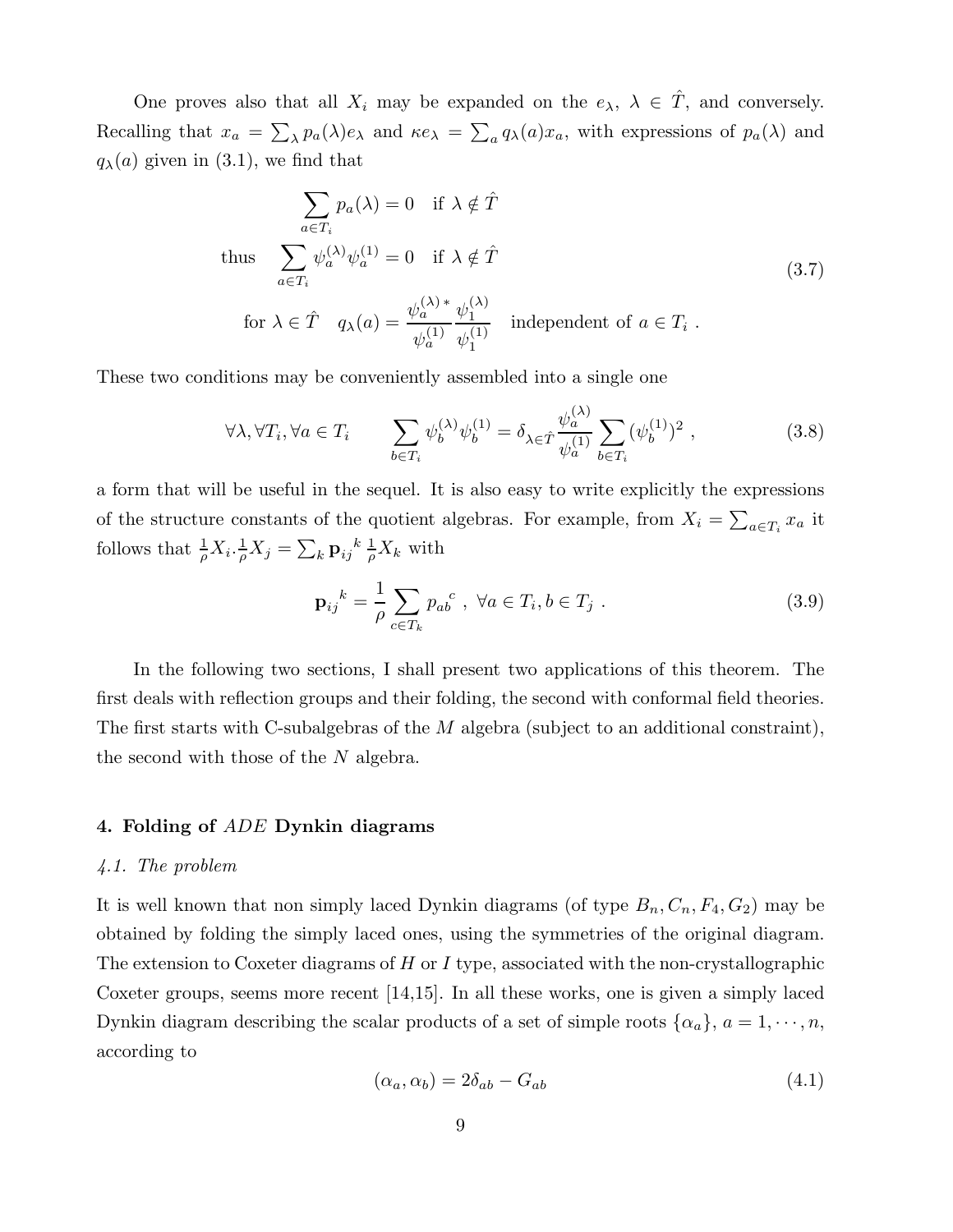One proves also that all $X_i$ may be expanded on the $e_\lambda$, $\lambda \in \hat{T}$, and conversely. Recalling that $x_a = \sum_\lambda p_a(\lambda) e_\lambda$ and $\kappa e_\lambda = \sum_a q_\lambda(a) x_a$, with expressions of $p_a(\lambda)$ and $q_\lambda(a)$ given in (3.1), we find that

$$
\begin{aligned}
&\sum_{a\in T_i} p_a(\lambda) = 0 \quad \text{if } \lambda \notin \hat{T} \\
\text{thus} \quad &\sum_{a\in T_i} \psi_a^{(\lambda)} \psi_a^{(1)} = 0 \quad \text{if } \lambda \notin \hat{T} \\
\text{for } \lambda \in \hat{T} \quad & q_\lambda(a) = \frac{\psi_a^{(\lambda)\,*}}{\psi_a^{(1)}} \frac{\psi_1^{(\lambda)}}{\psi_1^{(1)}} \quad \text{independent of } a \in T_i \ .
\end{aligned}
\tag{3.7}
$$

These two conditions may be conveniently assembled into a single one

$$
\forall \lambda, \forall T_i, \forall a \in T_i \qquad \sum_{b\in T_i} \psi_b^{(\lambda)} \psi_b^{(1)} = \delta_{\lambda \in \hat{T}} \frac{\psi_a^{(\lambda)}}{\psi_a^{(1)}} \sum_{b \in T_i} (\psi_b^{(1)})^2 \ , \tag{3.8}
$$

a form that will be useful in the sequel. It is also easy to write explicitly the expressions of the structure constants of the quotient algebras. For example, from $X_i = \sum_{a\in T_i} x_a$ it follows that $\frac{1}{\rho} X_i . \frac{1}{\rho} X_j = \sum_k \mathbf{p}_{ij}{}^k \frac{1}{\rho} X_k$ with

$$
\mathbf{p}_{ij}{}^k = \frac{1}{\rho} \sum_{c\in T_k} p_{ab}{}^c \ , \ \forall a \in T_i, b \in T_j \ . \tag{3.9}
$$

In the following two sections, I shall present two applications of this theorem. The first deals with reflection groups and their folding, the second with conformal field theories. The first starts with C-subalgebras of the $M$ algebra (subject to an additional constraint), the second with those of the $N$ algebra.

## 4. Folding of $ADE$ Dynkin diagrams

### *4.1. The problem*

It is well known that non simply laced Dynkin diagrams (of type $B_n, C_n, F_4, G_2$) may be obtained by folding the simply laced ones, using the symmetries of the original diagram. The extension to Coxeter diagrams of $H$ or $I$ type, associated with the non-crystallographic Coxeter groups, seems more recent [14,15]. In all these works, one is given a simply laced Dynkin diagram describing the scalar products of a set of simple roots $\{\alpha_a\}$, $a = 1, \cdots, n$, according to

$$
(\alpha_a, \alpha_b) = 2\delta_{ab} - G_{ab} \tag{4.1}
$$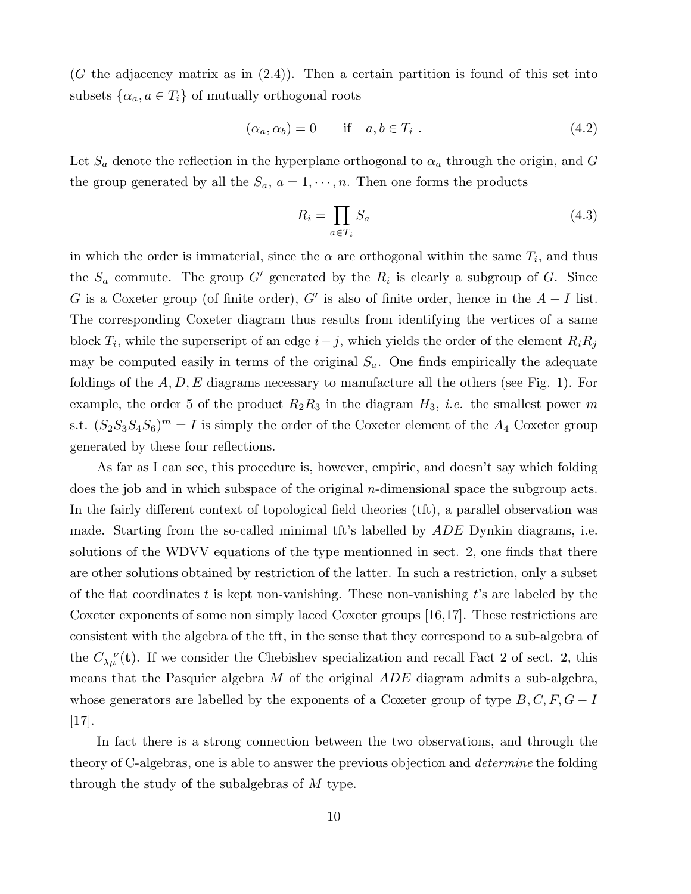($G$ the adjacency matrix as in (2.4)). Then a certain partition is found of this set into subsets $\{\alpha_a, a \in T_i\}$ of mutually orthogonal roots

$$(\alpha_a, \alpha_b) = 0 \qquad \text{if} \quad a, b \in T_i \ . \tag{4.2}$$

Let $S_a$ denote the reflection in the hyperplane orthogonal to $\alpha_a$ through the origin, and $G$ the group generated by all the $S_a$, $a = 1, \cdots, n$. Then one forms the products

$$R_i = \prod_{a \in T_i} S_a \tag{4.3}$$

in which the order is immaterial, since the $\alpha$ are orthogonal within the same $T_i$, and thus the $S_a$ commute. The group $G'$ generated by the $R_i$ is clearly a subgroup of $G$. Since $G$ is a Coxeter group (of finite order), $G'$ is also of finite order, hence in the $A - I$ list. The corresponding Coxeter diagram thus results from identifying the vertices of a same block $T_i$, while the superscript of an edge $i - j$, which yields the order of the element $R_i R_j$ may be computed easily in terms of the original $S_a$. One finds empirically the adequate foldings of the $A, D, E$ diagrams necessary to manufacture all the others (see Fig. 1). For example, the order 5 of the product $R_2 R_3$ in the diagram $H_3$, *i.e.* the smallest power $m$ s.t. $(S_2 S_3 S_4 S_6)^m = I$ is simply the order of the Coxeter element of the $A_4$ Coxeter group generated by these four reflections.

As far as I can see, this procedure is, however, empiric, and doesn't say which folding does the job and in which subspace of the original $n$-dimensional space the subgroup acts. In the fairly different context of topological field theories (tft), a parallel observation was made. Starting from the so-called minimal tft's labelled by $ADE$ Dynkin diagrams, i.e. solutions of the WDVV equations of the type mentionned in sect. 2, one finds that there are other solutions obtained by restriction of the latter. In such a restriction, only a subset of the flat coordinates $t$ is kept non-vanishing. These non-vanishing $t$'s are labeled by the Coxeter exponents of some non simply laced Coxeter groups [16,17]. These restrictions are consistent with the algebra of the tft, in the sense that they correspond to a sub-algebra of the $C_{\lambda\mu}{}^{\nu}(\mathbf{t})$. If we consider the Chebishev specialization and recall Fact 2 of sect. 2, this means that the Pasquier algebra $M$ of the original $ADE$ diagram admits a sub-algebra, whose generators are labelled by the exponents of a Coxeter group of type $B, C, F, G - I$ [17].

In fact there is a strong connection between the two observations, and through the theory of C-algebras, one is able to answer the previous objection and *determine* the folding through the study of the subalgebras of $M$ type.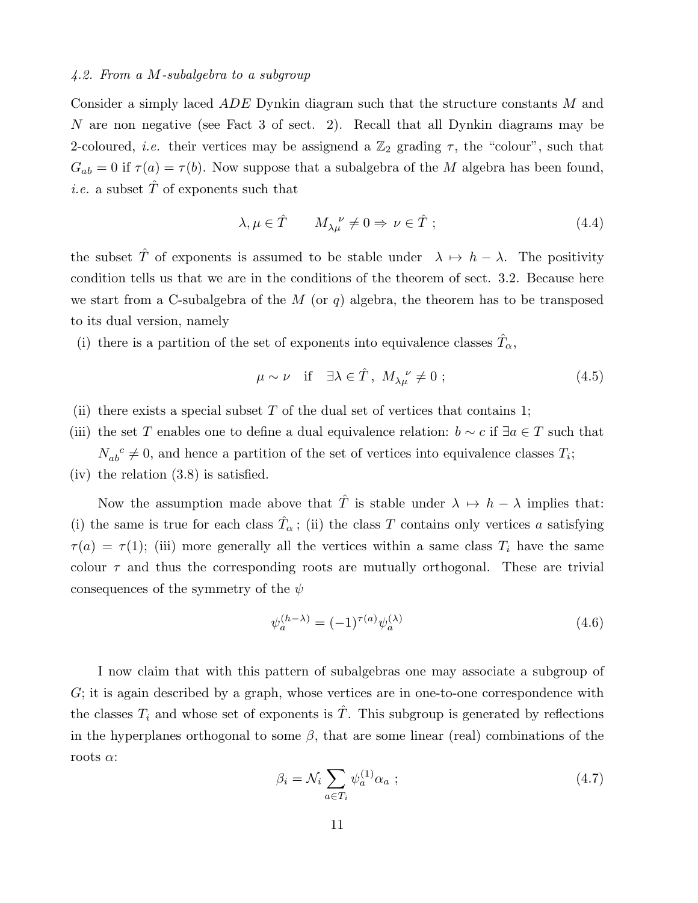*4.2. From a M-subalgebra to a subgroup*

Consider a simply laced $ADE$ Dynkin diagram such that the structure constants $M$ and $N$ are non negative (see Fact 3 of sect. 2). Recall that all Dynkin diagrams may be 2-coloured, *i.e.* their vertices may be assignend a $\mathbb{Z}_2$ grading $\tau$, the "colour", such that $G_{ab} = 0$ if $\tau(a) = \tau(b)$. Now suppose that a subalgebra of the $M$ algebra has been found, *i.e.* a subset $\hat{T}$ of exponents such that

$$\lambda, \mu \in \hat{T} \qquad M_{\lambda\mu}{}^{\nu} \neq 0 \Rightarrow \nu \in \hat{T} \; ; \tag{4.4}$$

the subset $\hat{T}$ of exponents is assumed to be stable under $\lambda \mapsto h - \lambda$. The positivity condition tells us that we are in the conditions of the theorem of sect. 3.2. Because here we start from a C-subalgebra of the $M$ (or $q$) algebra, the theorem has to be transposed to its dual version, namely

(i) there is a partition of the set of exponents into equivalence classes $\hat{T}_\alpha$,

$$\mu \sim \nu \quad \text{if} \quad \exists \lambda \in \hat{T} \, , \; M_{\lambda\mu}{}^{\nu} \neq 0 \; ; \tag{4.5}$$

(ii) there exists a special subset $T$ of the dual set of vertices that contains 1;

(iii) the set $T$ enables one to define a dual equivalence relation: $b \sim c$ if $\exists a \in T$ such that $N_{ab}{}^{c} \neq 0$, and hence a partition of the set of vertices into equivalence classes $T_i$;

(iv) the relation (3.8) is satisfied.

Now the assumption made above that $\hat{T}$ is stable under $\lambda \mapsto h - \lambda$ implies that: (i) the same is true for each class $\hat{T}_\alpha$ ; (ii) the class $T$ contains only vertices $a$ satisfying $\tau(a) = \tau(1)$; (iii) more generally all the vertices within a same class $T_i$ have the same colour $\tau$ and thus the corresponding roots are mutually orthogonal. These are trivial consequences of the symmetry of the $\psi$

$$\psi_a^{(h-\lambda)} = (-1)^{\tau(a)} \psi_a^{(\lambda)} \tag{4.6}$$

I now claim that with this pattern of subalgebras one may associate a subgroup of $G$; it is again described by a graph, whose vertices are in one-to-one correspondence with the classes $T_i$ and whose set of exponents is $\hat{T}$. This subgroup is generated by reflections in the hyperplanes orthogonal to some $\beta$, that are some linear (real) combinations of the roots $\alpha$:

$$\beta_i = \mathcal{N}_i \sum_{a \in T_i} \psi_a^{(1)} \alpha_a \; ; \tag{4.7}$$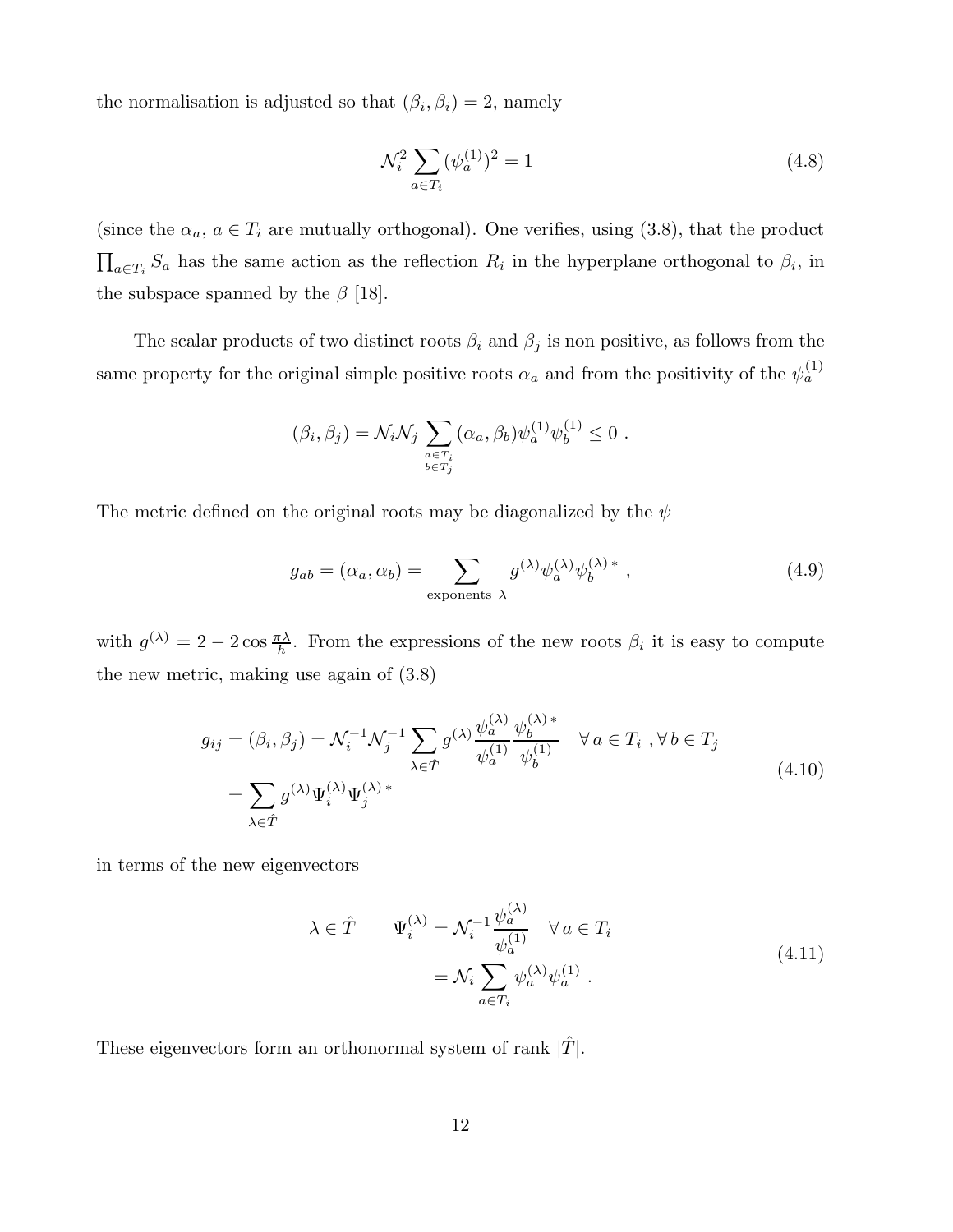the normalisation is adjusted so that $(\beta_i, \beta_i) = 2$, namely

$$
\mathcal{N}_i^2 \sum_{a \in T_i} (\psi_a^{(1)})^2 = 1 \tag{4.8}
$$

(since the $\alpha_a$, $a \in T_i$ are mutually orthogonal). One verifies, using (3.8), that the product $\prod_{a \in T_i} S_a$ has the same action as the reflection $R_i$ in the hyperplane orthogonal to $\beta_i$, in the subspace spanned by the $\beta$ [18].

The scalar products of two distinct roots $\beta_i$ and $\beta_j$ is non positive, as follows from the same property for the original simple positive roots $\alpha_a$ and from the positivity of the $\psi_a^{(1)}$

$$
(\beta_i, \beta_j) = \mathcal{N}_i \mathcal{N}_j \sum_{\substack{a \in T_i \\ b \in T_j}} (\alpha_a, \beta_b) \psi_a^{(1)} \psi_b^{(1)} \leq 0 \ .
$$

The metric defined on the original roots may be diagonalized by the $\psi$

$$
g_{ab} = (\alpha_a, \alpha_b) = \sum_{\text{exponents } \lambda} g^{(\lambda)} \psi_a^{(\lambda)} \psi_b^{(\lambda)\,*} \ , \tag{4.9}
$$

with $g^{(\lambda)} = 2 - 2\cos\frac{\pi\lambda}{h}$. From the expressions of the new roots $\beta_i$ it is easy to compute the new metric, making use again of (3.8)

$$
\begin{aligned}
g_{ij} = (\beta_i, \beta_j) &= \mathcal{N}_i^{-1} \mathcal{N}_j^{-1} \sum_{\lambda \in \hat{T}} g^{(\lambda)} \frac{\psi_a^{(\lambda)}}{\psi_a^{(1)}} \frac{\psi_b^{(\lambda)\,*}}{\psi_b^{(1)}} \quad \forall\, a \in T_i \ , \forall\, b \in T_j \\
&= \sum_{\lambda \in \hat{T}} g^{(\lambda)} \Psi_i^{(\lambda)} \Psi_j^{(\lambda)\,*}
\end{aligned} \tag{4.10}
$$

in terms of the new eigenvectors

$$
\begin{aligned}
\lambda \in \hat{T} \qquad \Psi_i^{(\lambda)} &= \mathcal{N}_i^{-1} \frac{\psi_a^{(\lambda)}}{\psi_a^{(1)}} \quad \forall\, a \in T_i \\
&= \mathcal{N}_i \sum_{a \in T_i} \psi_a^{(\lambda)} \psi_a^{(1)} \ .
\end{aligned} \tag{4.11}
$$

These eigenvectors form an orthonormal system of rank $|\hat{T}|$.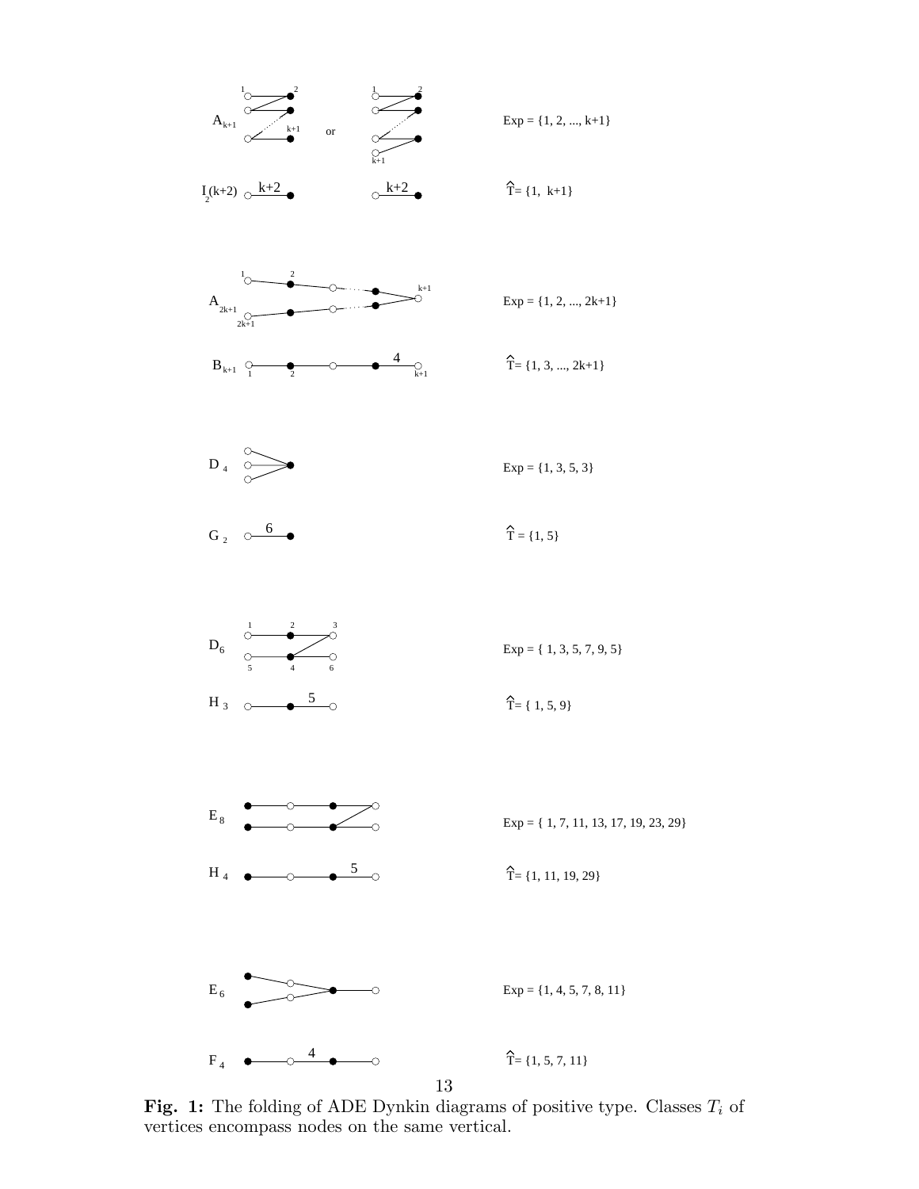$A_{k+1}$ or $\text{Exp} = \{1, 2, ..., k+1\}$

$I_2(k+2)$ $\hat{T} = \{1, k+1\}$

$A_{2k+1}$ $\text{Exp} = \{1, 2, ..., 2k+1\}$

$B_{k+1}$ $\hat{T} = \{1, 3, ..., 2k+1\}$

$D_4$ $\text{Exp} = \{1, 3, 5, 3\}$

$G_2$ $\hat{T} = \{1, 5\}$

$D_6$ $\text{Exp} = \{1, 3, 5, 7, 9, 5\}$

$H_3$ $\hat{T} = \{1, 5, 9\}$

$E_8$ $\text{Exp} = \{1, 7, 11, 13, 17, 19, 23, 29\}$

$H_4$ $\hat{T} = \{1, 11, 19, 29\}$

$E_6$ $\text{Exp} = \{1, 4, 5, 7, 8, 11\}$

$F_4$ $\hat{T} = \{1, 5, 7, 11\}$

**Fig. 1:** The folding of ADE Dynkin diagrams of positive type. Classes $T_i$ of vertices encompass nodes on the same vertical.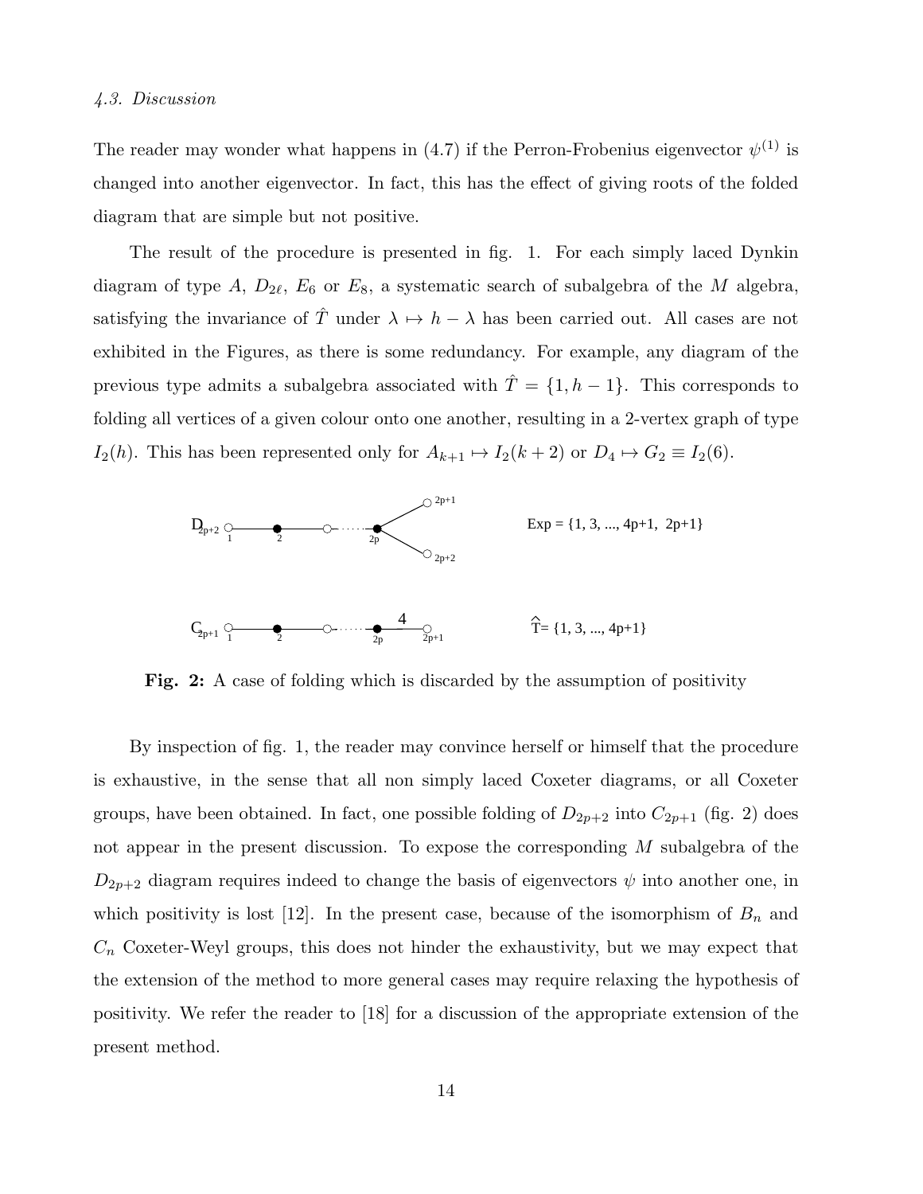*4.3. Discussion*

The reader may wonder what happens in (4.7) if the Perron-Frobenius eigenvector $\psi^{(1)}$ is changed into another eigenvector. In fact, this has the effect of giving roots of the folded diagram that are simple but not positive.

The result of the procedure is presented in fig. 1. For each simply laced Dynkin diagram of type $A$, $D_{2\ell}$, $E_6$ or $E_8$, a systematic search of subalgebra of the $M$ algebra, satisfying the invariance of $\hat{T}$ under $\lambda \mapsto h - \lambda$ has been carried out. All cases are not exhibited in the Figures, as there is some redundancy. For example, any diagram of the previous type admits a subalgebra associated with $\hat{T} = \{1, h-1\}$. This corresponds to folding all vertices of a given colour onto one another, resulting in a 2-vertex graph of type $I_2(h)$. This has been represented only for $A_{k+1} \mapsto I_2(k+2)$ or $D_4 \mapsto G_2 \equiv I_2(6)$.

$D_{2p+2}$: Exp = {1, 3, ..., 4p+1, 2p+1}

$C_{2p+1}$: $\hat{T}$= {1, 3, ..., 4p+1}

**Fig. 2:** A case of folding which is discarded by the assumption of positivity

By inspection of fig. 1, the reader may convince herself or himself that the procedure is exhaustive, in the sense that all non simply laced Coxeter diagrams, or all Coxeter groups, have been obtained. In fact, one possible folding of $D_{2p+2}$ into $C_{2p+1}$ (fig. 2) does not appear in the present discussion. To expose the corresponding $M$ subalgebra of the $D_{2p+2}$ diagram requires indeed to change the basis of eigenvectors $\psi$ into another one, in which positivity is lost [12]. In the present case, because of the isomorphism of $B_n$ and $C_n$ Coxeter-Weyl groups, this does not hinder the exhaustivity, but we may expect that the extension of the method to more general cases may require relaxing the hypothesis of positivity. We refer the reader to [18] for a discussion of the appropriate extension of the present method.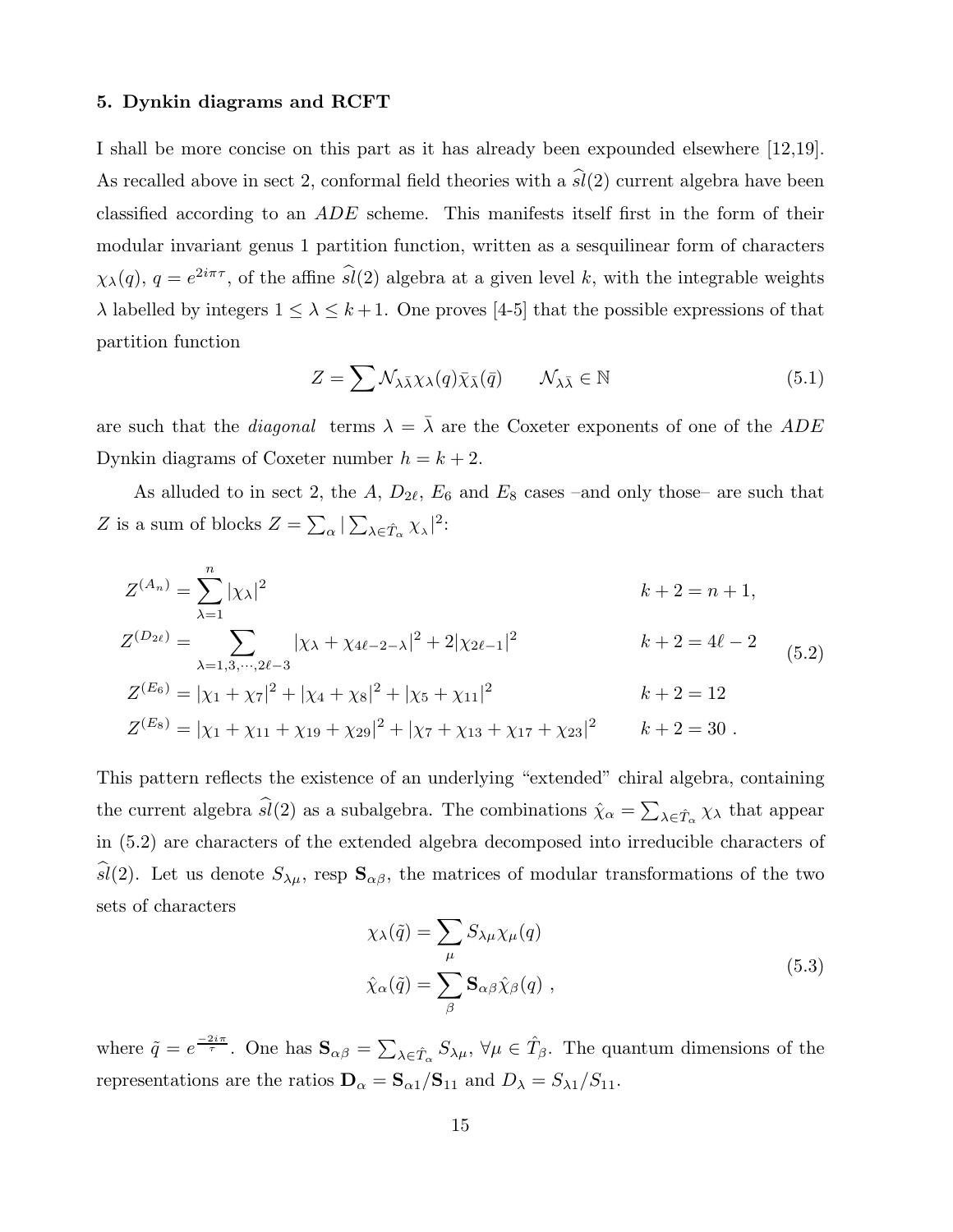## 5. Dynkin diagrams and RCFT

I shall be more concise on this part as it has already been expounded elsewhere [12,19]. As recalled above in sect 2, conformal field theories with a $\widehat{sl}(2)$ current algebra have been classified according to an $ADE$ scheme. This manifests itself first in the form of their modular invariant genus 1 partition function, written as a sesquilinear form of characters $\chi_\lambda(q)$, $q = e^{2i\pi\tau}$, of the affine $\widehat{sl}(2)$ algebra at a given level $k$, with the integrable weights $\lambda$ labelled by integers $1 \le \lambda \le k+1$. One proves [4-5] that the possible expressions of that partition function

$$Z = \sum \mathcal{N}_{\lambda\bar\lambda} \chi_\lambda(q) \bar\chi_{\bar\lambda}(\bar q) \qquad \mathcal{N}_{\lambda\bar\lambda} \in \mathbb{N} \tag{5.1}$$

are such that the *diagonal* terms $\lambda = \bar\lambda$ are the Coxeter exponents of one of the $ADE$ Dynkin diagrams of Coxeter number $h = k+2$.

As alluded to in sect 2, the $A$, $D_{2\ell}$, $E_6$ and $E_8$ cases –and only those– are such that $Z$ is a sum of blocks $Z = \sum_\alpha |\sum_{\lambda \in \hat T_\alpha} \chi_\lambda|^2$:

$$\begin{aligned}
Z^{(A_n)} &= \sum_{\lambda=1}^{n} |\chi_\lambda|^2 && k+2 = n+1, \\
Z^{(D_{2\ell})} &= \sum_{\lambda=1,3,\cdots,2\ell-3} |\chi_\lambda + \chi_{4\ell-2-\lambda}|^2 + 2|\chi_{2\ell-1}|^2 && k+2 = 4\ell-2 \\
Z^{(E_6)} &= |\chi_1 + \chi_7|^2 + |\chi_4 + \chi_8|^2 + |\chi_5 + \chi_{11}|^2 && k+2 = 12 \\
Z^{(E_8)} &= |\chi_1 + \chi_{11} + \chi_{19} + \chi_{29}|^2 + |\chi_7 + \chi_{13} + \chi_{17} + \chi_{23}|^2 && k+2 = 30\ .
\end{aligned} \tag{5.2}$$

This pattern reflects the existence of an underlying "extended" chiral algebra, containing the current algebra $\widehat{sl}(2)$ as a subalgebra. The combinations $\hat\chi_\alpha = \sum_{\lambda\in\hat T_\alpha} \chi_\lambda$ that appear in (5.2) are characters of the extended algebra decomposed into irreducible characters of $\widehat{sl}(2)$. Let us denote $S_{\lambda\mu}$, resp $\mathbf{S}_{\alpha\beta}$, the matrices of modular transformations of the two sets of characters

$$\begin{aligned}
\chi_\lambda(\tilde q) &= \sum_\mu S_{\lambda\mu} \chi_\mu(q) \\
\hat\chi_\alpha(\tilde q) &= \sum_\beta \mathbf{S}_{\alpha\beta} \hat\chi_\beta(q)\ ,
\end{aligned} \tag{5.3}$$

where $\tilde q = e^{\frac{-2i\pi}{\tau}}$. One has $\mathbf{S}_{\alpha\beta} = \sum_{\lambda\in\hat T_\alpha} S_{\lambda\mu}$, $\forall \mu \in \hat T_\beta$. The quantum dimensions of the representations are the ratios $\mathbf{D}_\alpha = \mathbf{S}_{\alpha 1}/\mathbf{S}_{11}$ and $D_\lambda = S_{\lambda 1}/S_{11}$.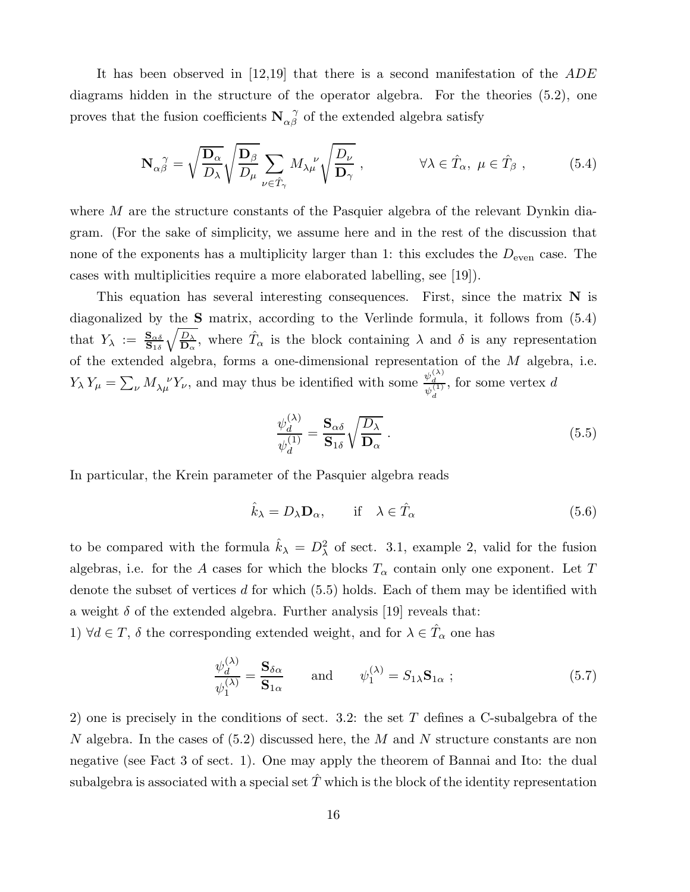It has been observed in [12,19] that there is a second manifestation of the $ADE$ diagrams hidden in the structure of the operator algebra. For the theories (5.2), one proves that the fusion coefficients ${\bf N}_{\alpha\beta}^{\ \ \gamma}$ of the extended algebra satisfy

$$
{\bf N}_{\alpha\beta}^{\ \ \gamma} = \sqrt{\frac{{\bf D}_\alpha}{D_\lambda}}\sqrt{\frac{{\bf D}_\beta}{D_\mu}}\sum_{\nu\in\hat{T}_\gamma} M_{\lambda\mu}^{\ \ \nu}\sqrt{\frac{D_\nu}{{\bf D}_\gamma}}\ , \qquad \forall\lambda\in\hat{T}_\alpha,\ \mu\in\hat{T}_\beta\ , \tag{5.4}
$$

where $M$ are the structure constants of the Pasquier algebra of the relevant Dynkin diagram. (For the sake of simplicity, we assume here and in the rest of the discussion that none of the exponents has a multiplicity larger than 1: this excludes the $D_{\rm even}$ case. The cases with multiplicities require a more elaborated labelling, see [19]).

This equation has several interesting consequences. First, since the matrix ${\bf N}$ is diagonalized by the ${\bf S}$ matrix, according to the Verlinde formula, it follows from (5.4) that $Y_\lambda := \frac{{\bf S}_{\alpha\delta}}{{\bf S}_{1\delta}}\sqrt{\frac{D_\lambda}{{\bf D}_\alpha}}$, where $\hat{T}_\alpha$ is the block containing $\lambda$ and $\delta$ is any representation of the extended algebra, forms a one-dimensional representation of the $M$ algebra, i.e. $Y_\lambda Y_\mu = \sum_\nu M_{\lambda\mu}^{\ \ \nu} Y_\nu$, and may thus be identified with some $\frac{\psi_d^{(\lambda)}}{\psi_d^{(1)}}$, for some vertex $d$

$$
\frac{\psi_d^{(\lambda)}}{\psi_d^{(1)}} = \frac{{\bf S}_{\alpha\delta}}{{\bf S}_{1\delta}}\sqrt{\frac{D_\lambda}{{\bf D}_\alpha}}\ . \tag{5.5}
$$

In particular, the Krein parameter of the Pasquier algebra reads

$$
\hat{k}_\lambda = D_\lambda {\bf D}_\alpha, \qquad \text{if} \quad \lambda\in\hat{T}_\alpha \tag{5.6}
$$

to be compared with the formula $\hat{k}_\lambda = D_\lambda^2$ of sect. 3.1, example 2, valid for the fusion algebras, i.e. for the $A$ cases for which the blocks $T_\alpha$ contain only one exponent. Let $T$ denote the subset of vertices $d$ for which (5.5) holds. Each of them may be identified with a weight $\delta$ of the extended algebra. Further analysis [19] reveals that:

1) $\forall d\in T$, $\delta$ the corresponding extended weight, and for $\lambda\in\hat{T}_\alpha$ one has

$$
\frac{\psi_d^{(\lambda)}}{\psi_1^{(\lambda)}} = \frac{{\bf S}_{\delta\alpha}}{{\bf S}_{1\alpha}} \qquad \text{and} \qquad \psi_1^{(\lambda)} = S_{1\lambda}{\bf S}_{1\alpha}\ ; \tag{5.7}
$$

2) one is precisely in the conditions of sect. 3.2: the set $T$ defines a C-subalgebra of the $N$ algebra. In the cases of (5.2) discussed here, the $M$ and $N$ structure constants are non negative (see Fact 3 of sect. 1). One may apply the theorem of Bannai and Ito: the dual subalgebra is associated with a special set $\hat{T}$ which is the block of the identity representation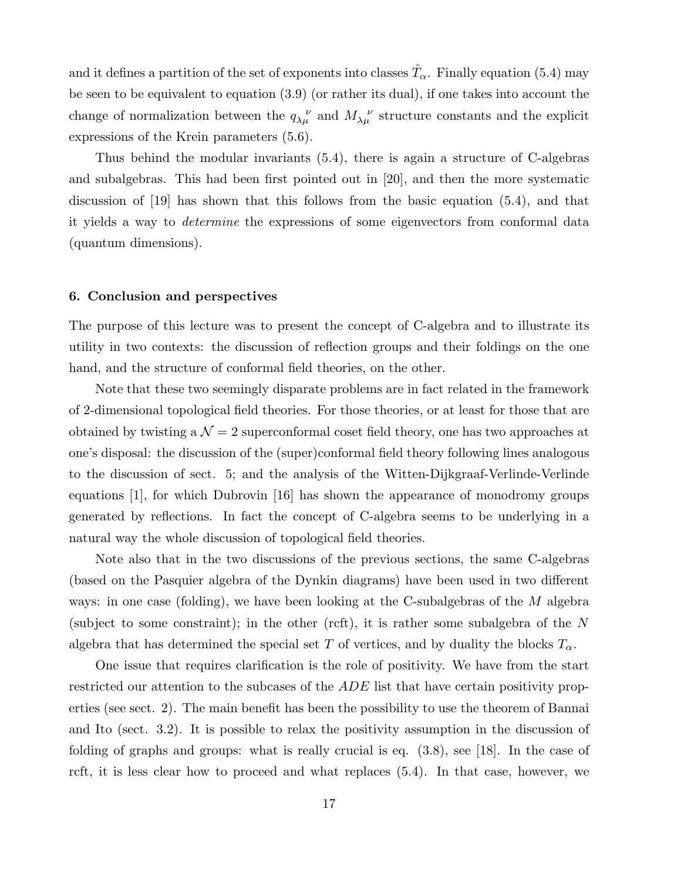and it defines a partition of the set of exponents into classes $\hat{T}_\alpha$. Finally equation (5.4) may be seen to be equivalent to equation (3.9) (or rather its dual), if one takes into account the change of normalization between the $q_{\lambda\mu}{}^{\nu}$ and $M_{\lambda\mu}{}^{\nu}$ structure constants and the explicit expressions of the Krein parameters (5.6).

Thus behind the modular invariants (5.4), there is again a structure of C-algebras and subalgebras. This had been first pointed out in [20], and then the more systematic discussion of [19] has shown that this follows from the basic equation (5.4), and that it yields a way to *determine* the expressions of some eigenvectors from conformal data (quantum dimensions).

## 6. Conclusion and perspectives

The purpose of this lecture was to present the concept of C-algebra and to illustrate its utility in two contexts: the discussion of reflection groups and their foldings on the one hand, and the structure of conformal field theories, on the other.

Note that these two seemingly disparate problems are in fact related in the framework of 2-dimensional topological field theories. For those theories, or at least for those that are obtained by twisting a $\mathcal{N}=2$ superconformal coset field theory, one has two approaches at one's disposal: the discussion of the (super)conformal field theory following lines analogous to the discussion of sect. 5; and the analysis of the Witten-Dijkgraaf-Verlinde-Verlinde equations [1], for which Dubrovin [16] has shown the appearance of monodromy groups generated by reflections. In fact the concept of C-algebra seems to be underlying in a natural way the whole discussion of topological field theories.

Note also that in the two discussions of the previous sections, the same C-algebras (based on the Pasquier algebra of the Dynkin diagrams) have been used in two different ways: in one case (folding), we have been looking at the C-subalgebras of the $M$ algebra (subject to some constraint); in the other (rcft), it is rather some subalgebra of the $N$ algebra that has determined the special set $T$ of vertices, and by duality the blocks $T_\alpha$.

One issue that requires clarification is the role of positivity. We have from the start restricted our attention to the subcases of the $ADE$ list that have certain positivity properties (see sect. 2). The main benefit has been the possibility to use the theorem of Bannai and Ito (sect. 3.2). It is possible to relax the positivity assumption in the discussion of folding of graphs and groups: what is really crucial is eq. (3.8), see [18]. In the case of rcft, it is less clear how to proceed and what replaces (5.4). In that case, however, we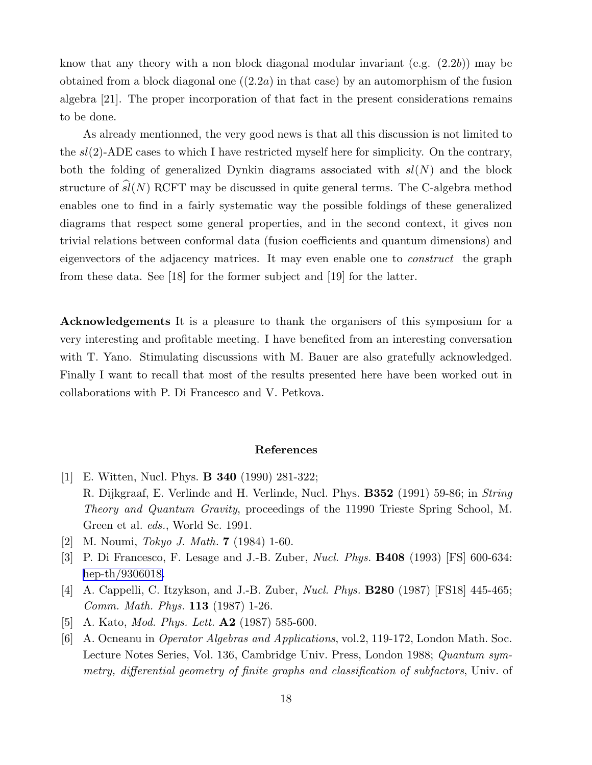know that any theory with a non block diagonal modular invariant (e.g. $(2.2b)$) may be obtained from a block diagonal one ($(2.2a)$ in that case) by an automorphism of the fusion algebra [21]. The proper incorporation of that fact in the present considerations remains to be done.

As already mentionned, the very good news is that all this discussion is not limited to the $sl(2)$-ADE cases to which I have restricted myself here for simplicity. On the contrary, both the folding of generalized Dynkin diagrams associated with $sl(N)$ and the block structure of $\widehat{sl}(N)$ RCFT may be discussed in quite general terms. The C-algebra method enables one to find in a fairly systematic way the possible foldings of these generalized diagrams that respect some general properties, and in the second context, it gives non trivial relations between conformal data (fusion coefficients and quantum dimensions) and eigenvectors of the adjacency matrices. It may even enable one to *construct* the graph from these data. See [18] for the former subject and [19] for the latter.

**Acknowledgements** It is a pleasure to thank the organisers of this symposium for a very interesting and profitable meeting. I have benefited from an interesting conversation with T. Yano. Stimulating discussions with M. Bauer are also gratefully acknowledged. Finally I want to recall that most of the results presented here have been worked out in collaborations with P. Di Francesco and V. Petkova.

## References

[1] E. Witten, Nucl. Phys. **B 340** (1990) 281-322;
R. Dijkgraaf, E. Verlinde and H. Verlinde, Nucl. Phys. **B352** (1991) 59-86; in *String Theory and Quantum Gravity*, proceedings of the 11990 Trieste Spring School, M. Green et al. *eds.*, World Sc. 1991.

[2] M. Noumi, *Tokyo J. Math.* **7** (1984) 1-60.

[3] P. Di Francesco, F. Lesage and J.-B. Zuber, *Nucl. Phys.* **B408** (1993) [FS] 600-634: hep-th/9306018.

[4] A. Cappelli, C. Itzykson, and J.-B. Zuber, *Nucl. Phys.* **B280** (1987) [FS18] 445-465; *Comm. Math. Phys.* **113** (1987) 1-26.

[5] A. Kato, *Mod. Phys. Lett.* **A2** (1987) 585-600.

[6] A. Ocneanu in *Operator Algebras and Applications*, vol.2, 119-172, London Math. Soc. Lecture Notes Series, Vol. 136, Cambridge Univ. Press, London 1988; *Quantum symmetry, differential geometry of finite graphs and classification of subfactors*, Univ. of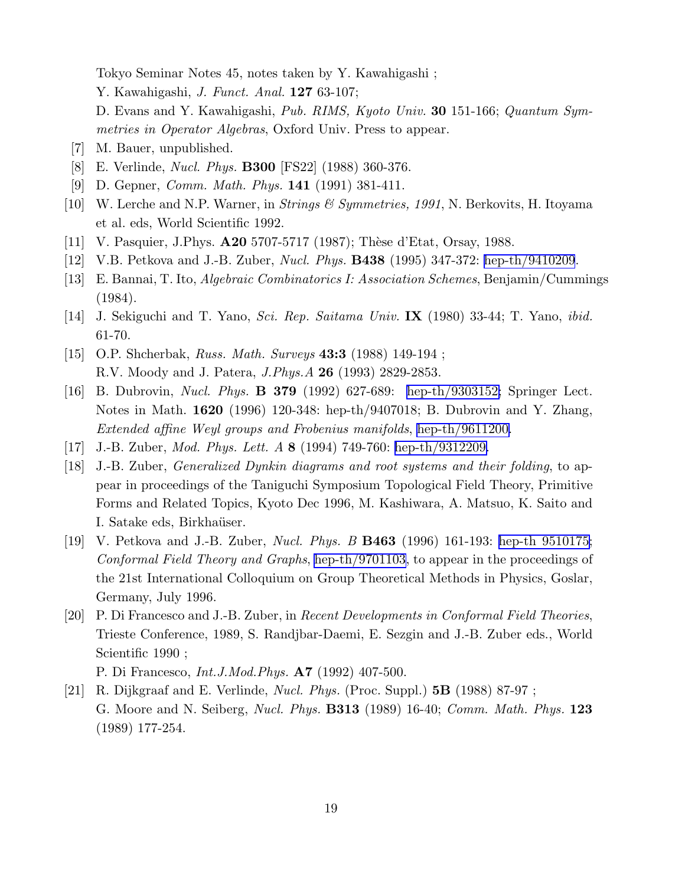Tokyo Seminar Notes 45, notes taken by Y. Kawahigashi ;

Y. Kawahigashi, *J. Funct. Anal.* **127** 63-107;

D. Evans and Y. Kawahigashi, *Pub. RIMS, Kyoto Univ.* **30** 151-166; *Quantum Symmetries in Operator Algebras*, Oxford Univ. Press to appear.

[7] M. Bauer, unpublished.

[8] E. Verlinde, *Nucl. Phys.* **B300** [FS22] (1988) 360-376.

[9] D. Gepner, *Comm. Math. Phys.* **141** (1991) 381-411.

[10] W. Lerche and N.P. Warner, in *Strings & Symmetries, 1991*, N. Berkovits, H. Itoyama et al. eds, World Scientific 1992.

[11] V. Pasquier, J.Phys. **A20** 5707-5717 (1987); Thèse d'Etat, Orsay, 1988.

[12] V.B. Petkova and J.-B. Zuber, *Nucl. Phys.* **B438** (1995) 347-372: hep-th/9410209.

[13] E. Bannai, T. Ito, *Algebraic Combinatorics I: Association Schemes*, Benjamin/Cummings (1984).

[14] J. Sekiguchi and T. Yano, *Sci. Rep. Saitama Univ.* **IX** (1980) 33-44; T. Yano, *ibid.* 61-70.

[15] O.P. Shcherbak, *Russ. Math. Surveys* **43:3** (1988) 149-194 ;
R.V. Moody and J. Patera, *J.Phys.A* **26** (1993) 2829-2853.

[16] B. Dubrovin, *Nucl. Phys.* **B 379** (1992) 627-689: hep-th/9303152; Springer Lect. Notes in Math. **1620** (1996) 120-348: hep-th/9407018; B. Dubrovin and Y. Zhang, *Extended affine Weyl groups and Frobenius manifolds*, hep-th/9611200.

[17] J.-B. Zuber, *Mod. Phys. Lett. A* **8** (1994) 749-760: hep-th/9312209.

[18] J.-B. Zuber, *Generalized Dynkin diagrams and root systems and their folding*, to appear in proceedings of the Taniguchi Symposium Topological Field Theory, Primitive Forms and Related Topics, Kyoto Dec 1996, M. Kashiwara, A. Matsuo, K. Saito and I. Satake eds, Birkhaüser.

[19] V. Petkova and J.-B. Zuber, *Nucl. Phys. B* **B463** (1996) 161-193: hep-th 9510175; *Conformal Field Theory and Graphs*, hep-th/9701103, to appear in the proceedings of the 21st International Colloquium on Group Theoretical Methods in Physics, Goslar, Germany, July 1996.

[20] P. Di Francesco and J.-B. Zuber, in *Recent Developments in Conformal Field Theories*, Trieste Conference, 1989, S. Randjbar-Daemi, E. Sezgin and J.-B. Zuber eds., World Scientific 1990 ;
P. Di Francesco, *Int.J.Mod.Phys.* **A7** (1992) 407-500.

[21] R. Dijkgraaf and E. Verlinde, *Nucl. Phys.* (Proc. Suppl.) **5B** (1988) 87-97 ;
G. Moore and N. Seiberg, *Nucl. Phys.* **B313** (1989) 16-40; *Comm. Math. Phys.* **123** (1989) 177-254.